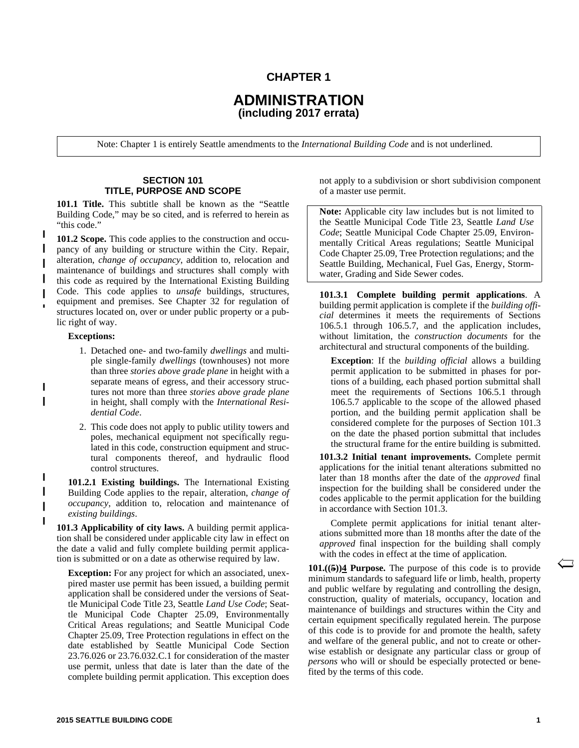# CHAPTER 1

# ADMINISTRATION

**(including 2017 errata)**

Note: Chapter 1 is entirely Seattle amendments to the *International Building Code* and is not underlined.

## SECTION 101 TITLE, PURPOSE AND SCOPE

**101.1 Title.** This subtitle shall be known as the "Seattle Building Code," may be so cited, and is referred to herein as "this code."

**101.2 Scope.** This code applies to the construction and occupancy of any building or structure within the City. Repair, alteration, *change of occupancy*, addition to, relocation and maintenance of buildings and structures shall comply with this code as required by the International Existing Building Code. This code applies to *unsafe* buildings, structures, equipment and premises. See Chapter 32 for regulation of structures located on, over or under public property or a public right of way.

**Exceptions:**

1. Detached one- and two-family *dwellings* and multiple single-family *dwellings* (townhouses) not more than three *stories above grade plane* in height with a separate means of egress, and their accessory structures not more than three *stories above grade plane* in height, shall comply with the *International Residential Code*.
2. This code does not apply to public utility towers and poles, mechanical equipment not specifically regulated in this code, construction equipment and structural components thereof, and hydraulic flood control structures.

**101.2.1 Existing buildings.** The International Existing Building Code applies to the repair, alteration, *change of occupancy*, addition to, relocation and maintenance of *existing buildings*.

**101.3 Applicability of city laws.** A building permit application shall be considered under applicable city law in effect on the date a valid and fully complete building permit application is submitted or on a date as otherwise required by law.

**Exception:** For any project for which an associated, unexpired master use permit has been issued, a building permit application shall be considered under the versions of Seattle Municipal Code Title 23, Seattle *Land Use Code*; Seattle Municipal Code Chapter 25.09, Environmentally Critical Areas regulations; and Seattle Municipal Code Chapter 25.09, Tree Protection regulations in effect on the date established by Seattle Municipal Code Section 23.76.026 or 23.76.032.C.1 for consideration of the master use permit, unless that date is later than the date of the complete building permit application. This exception does not apply to a subdivision or short subdivision component of a master use permit.

**Note:** Applicable city law includes but is not limited to the Seattle Municipal Code Title 23, Seattle *Land Use Code*; Seattle Municipal Code Chapter 25.09, Environmentally Critical Areas regulations; Seattle Municipal Code Chapter 25.09, Tree Protection regulations; and the Seattle Building, Mechanical, Fuel Gas, Energy, Stormwater, Grading and Side Sewer codes.

**101.3.1 Complete building permit applications**. A building permit application is complete if the *building official* determines it meets the requirements of Sections 106.5.1 through 106.5.7, and the application includes, without limitation, the *construction documents* for the architectural and structural components of the building.

**Exception**: If the *building official* allows a building permit application to be submitted in phases for portions of a building, each phased portion submittal shall meet the requirements of Sections 106.5.1 through 106.5.7 applicable to the scope of the allowed phased portion, and the building permit application shall be considered complete for the purposes of Section 101.3 on the date the phased portion submittal that includes the structural frame for the entire building is submitted.

**101.3.2 Initial tenant improvements.** Complete permit applications for the initial tenant alterations submitted no later than 18 months after the date of the *approved* final inspection for the building shall be considered under the codes applicable to the permit application for the building in accordance with Section 101.3.

Complete permit applications for initial tenant alterations submitted more than 18 months after the date of the *approved* final inspection for the building shall comply with the codes in effect at the time of application.

**101.((~~5~~))4 Purpose.** The purpose of this code is to provide minimum standards to safeguard life or limb, health, property and public welfare by regulating and controlling the design, construction, quality of materials, occupancy, location and maintenance of buildings and structures within the City and certain equipment specifically regulated herein. The purpose of this code is to provide for and promote the health, safety and welfare of the general public, and not to create or otherwise establish or designate any particular class or group of *persons* who will or should be especially protected or benefited by the terms of this code.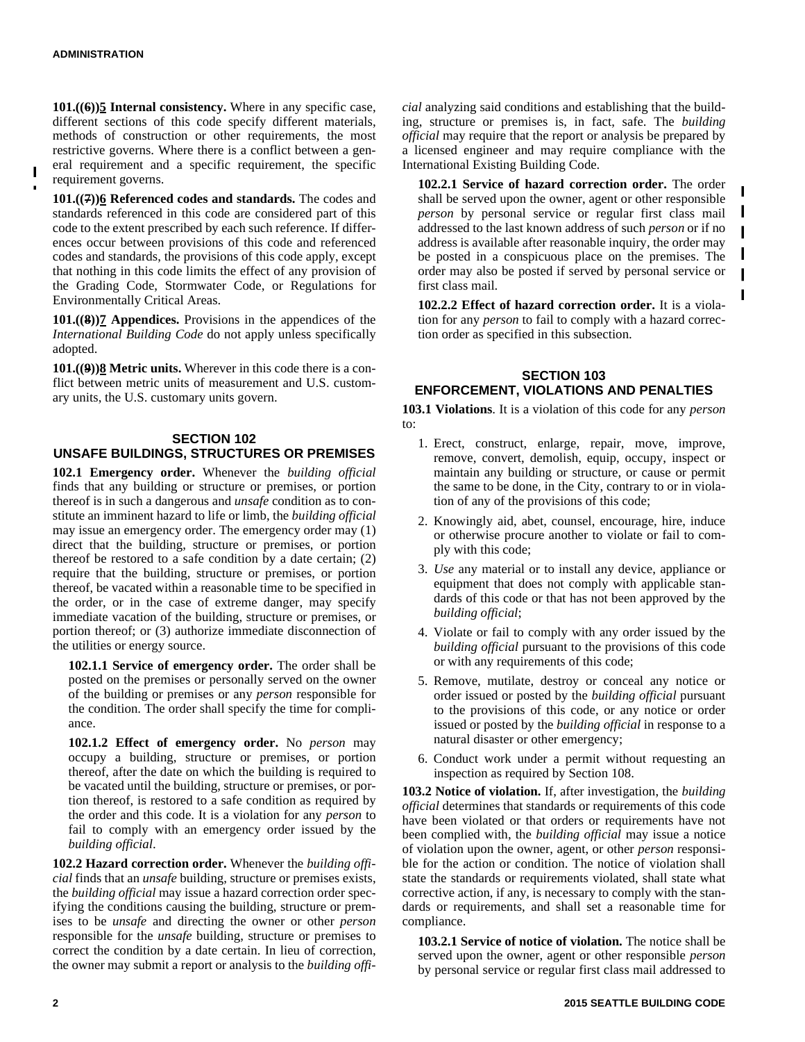**101.((6))5 Internal consistency.** Where in any specific case, different sections of this code specify different materials, methods of construction or other requirements, the most restrictive governs. Where there is a conflict between a general requirement and a specific requirement, the specific requirement governs.

**101.((7))6 Referenced codes and standards.** The codes and standards referenced in this code are considered part of this code to the extent prescribed by each such reference. If differences occur between provisions of this code and referenced codes and standards, the provisions of this code apply, except that nothing in this code limits the effect of any provision of the Grading Code, Stormwater Code, or Regulations for Environmentally Critical Areas.

**101.((8))7 Appendices.** Provisions in the appendices of the *International Building Code* do not apply unless specifically adopted.

**101.((9))8 Metric units.** Wherever in this code there is a conflict between metric units of measurement and U.S. customary units, the U.S. customary units govern.

## SECTION 102
## UNSAFE BUILDINGS, STRUCTURES OR PREMISES

**102.1 Emergency order.** Whenever the *building official* finds that any building or structure or premises, or portion thereof is in such a dangerous and *unsafe* condition as to constitute an imminent hazard to life or limb, the *building official* may issue an emergency order. The emergency order may (1) direct that the building, structure or premises, or portion thereof be restored to a safe condition by a date certain; (2) require that the building, structure or premises, or portion thereof, be vacated within a reasonable time to be specified in the order, or in the case of extreme danger, may specify immediate vacation of the building, structure or premises, or portion thereof; or (3) authorize immediate disconnection of the utilities or energy source.

**102.1.1 Service of emergency order.** The order shall be posted on the premises or personally served on the owner of the building or premises or any *person* responsible for the condition. The order shall specify the time for compliance.

**102.1.2 Effect of emergency order.** No *person* may occupy a building, structure or premises, or portion thereof, after the date on which the building is required to be vacated until the building, structure or premises, or portion thereof, is restored to a safe condition as required by the order and this code. It is a violation for any *person* to fail to comply with an emergency order issued by the *building official*.

**102.2 Hazard correction order.** Whenever the *building official* finds that an *unsafe* building, structure or premises exists, the *building official* may issue a hazard correction order specifying the conditions causing the building, structure or premises to be *unsafe* and directing the owner or other *person* responsible for the *unsafe* building, structure or premises to correct the condition by a date certain. In lieu of correction, the owner may submit a report or analysis to the *building official* analyzing said conditions and establishing that the building, structure or premises is, in fact, safe. The *building official* may require that the report or analysis be prepared by a licensed engineer and may require compliance with the International Existing Building Code.

**102.2.1 Service of hazard correction order.** The order shall be served upon the owner, agent or other responsible *person* by personal service or regular first class mail addressed to the last known address of such *person* or if no address is available after reasonable inquiry, the order may be posted in a conspicuous place on the premises. The order may also be posted if served by personal service or first class mail.

**102.2.2 Effect of hazard correction order.** It is a violation for any *person* to fail to comply with a hazard correction order as specified in this subsection.

## SECTION 103
## ENFORCEMENT, VIOLATIONS AND PENALTIES

**103.1 Violations**. It is a violation of this code for any *person* to:

1. Erect, construct, enlarge, repair, move, improve, remove, convert, demolish, equip, occupy, inspect or maintain any building or structure, or cause or permit the same to be done, in the City, contrary to or in violation of any of the provisions of this code;
2. Knowingly aid, abet, counsel, encourage, hire, induce or otherwise procure another to violate or fail to comply with this code;
3. *Use* any material or to install any device, appliance or equipment that does not comply with applicable standards of this code or that has not been approved by the *building official*;
4. Violate or fail to comply with any order issued by the *building official* pursuant to the provisions of this code or with any requirements of this code;
5. Remove, mutilate, destroy or conceal any notice or order issued or posted by the *building official* pursuant to the provisions of this code, or any notice or order issued or posted by the *building official* in response to a natural disaster or other emergency;
6. Conduct work under a permit without requesting an inspection as required by Section 108.

**103.2 Notice of violation.** If, after investigation, the *building official* determines that standards or requirements of this code have been violated or that orders or requirements have not been complied with, the *building official* may issue a notice of violation upon the owner, agent, or other *person* responsible for the action or condition. The notice of violation shall state the standards or requirements violated, shall state what corrective action, if any, is necessary to comply with the standards or requirements, and shall set a reasonable time for compliance.

**103.2.1 Service of notice of violation.** The notice shall be served upon the owner, agent or other responsible *person* by personal service or regular first class mail addressed to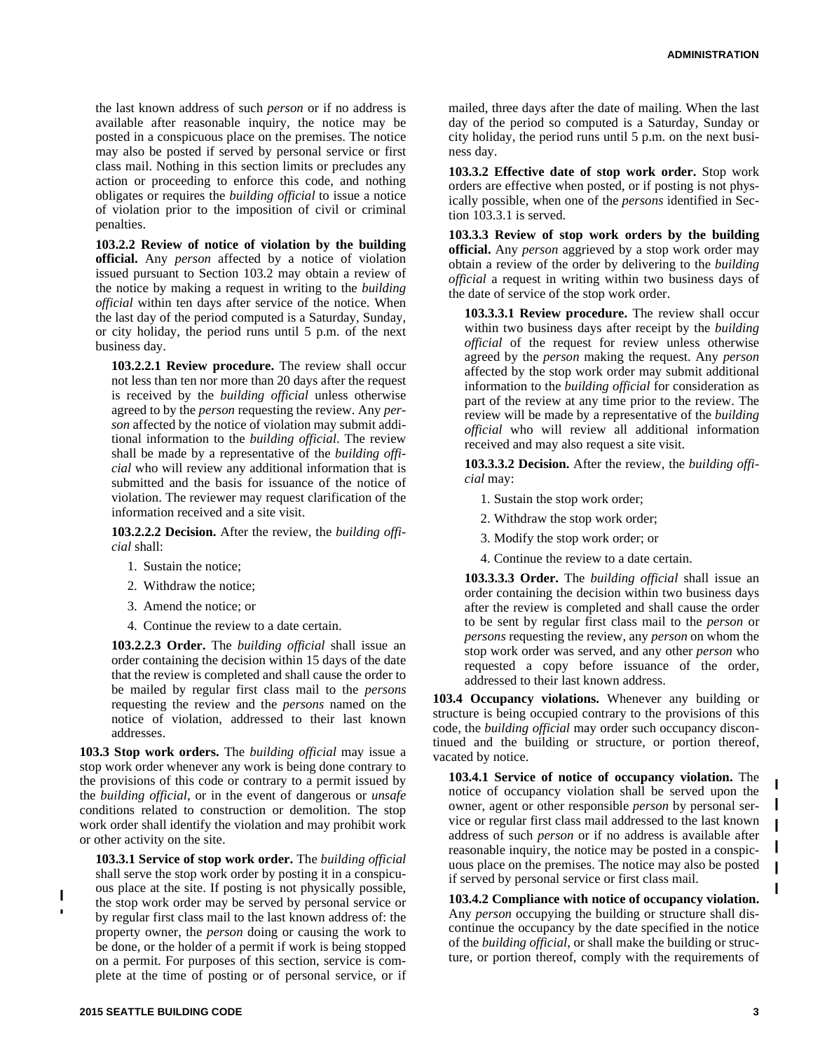the last known address of such *person* or if no address is available after reasonable inquiry, the notice may be posted in a conspicuous place on the premises. The notice may also be posted if served by personal service or first class mail. Nothing in this section limits or precludes any action or proceeding to enforce this code, and nothing obligates or requires the *building official* to issue a notice of violation prior to the imposition of civil or criminal penalties.

**103.2.2 Review of notice of violation by the building official.** Any *person* affected by a notice of violation issued pursuant to Section 103.2 may obtain a review of the notice by making a request in writing to the *building official* within ten days after service of the notice. When the last day of the period computed is a Saturday, Sunday, or city holiday, the period runs until 5 p.m. of the next business day.

**103.2.2.1 Review procedure.** The review shall occur not less than ten nor more than 20 days after the request is received by the *building official* unless otherwise agreed to by the *person* requesting the review. Any *person* affected by the notice of violation may submit additional information to the *building official*. The review shall be made by a representative of the *building official* who will review any additional information that is submitted and the basis for issuance of the notice of violation. The reviewer may request clarification of the information received and a site visit.

**103.2.2.2 Decision.** After the review, the *building official* shall:

1. Sustain the notice;
2. Withdraw the notice;
3. Amend the notice; or
4. Continue the review to a date certain.

**103.2.2.3 Order.** The *building official* shall issue an order containing the decision within 15 days of the date that the review is completed and shall cause the order to be mailed by regular first class mail to the *persons* requesting the review and the *persons* named on the notice of violation, addressed to their last known addresses.

**103.3 Stop work orders.** The *building official* may issue a stop work order whenever any work is being done contrary to the provisions of this code or contrary to a permit issued by the *building official*, or in the event of dangerous or *unsafe* conditions related to construction or demolition. The stop work order shall identify the violation and may prohibit work or other activity on the site.

**103.3.1 Service of stop work order.** The *building official* shall serve the stop work order by posting it in a conspicuous place at the site. If posting is not physically possible, the stop work order may be served by personal service or by regular first class mail to the last known address of: the property owner, the *person* doing or causing the work to be done, or the holder of a permit if work is being stopped on a permit. For purposes of this section, service is complete at the time of posting or of personal service, or if mailed, three days after the date of mailing. When the last day of the period so computed is a Saturday, Sunday or city holiday, the period runs until 5 p.m. on the next business day.

**103.3.2 Effective date of stop work order.** Stop work orders are effective when posted, or if posting is not physically possible, when one of the *persons* identified in Section 103.3.1 is served.

**103.3.3 Review of stop work orders by the building official.** Any *person* aggrieved by a stop work order may obtain a review of the order by delivering to the *building official* a request in writing within two business days of the date of service of the stop work order.

**103.3.3.1 Review procedure.** The review shall occur within two business days after receipt by the *building official* of the request for review unless otherwise agreed by the *person* making the request. Any *person* affected by the stop work order may submit additional information to the *building official* for consideration as part of the review at any time prior to the review. The review will be made by a representative of the *building official* who will review all additional information received and may also request a site visit.

**103.3.3.2 Decision.** After the review, the *building official* may:

1. Sustain the stop work order;
2. Withdraw the stop work order;
3. Modify the stop work order; or
4. Continue the review to a date certain.

**103.3.3.3 Order.** The *building official* shall issue an order containing the decision within two business days after the review is completed and shall cause the order to be sent by regular first class mail to the *person* or *persons* requesting the review, any *person* on whom the stop work order was served, and any other *person* who requested a copy before issuance of the order, addressed to their last known address.

**103.4 Occupancy violations.** Whenever any building or structure is being occupied contrary to the provisions of this code, the *building official* may order such occupancy discontinued and the building or structure, or portion thereof, vacated by notice.

**103.4.1 Service of notice of occupancy violation.** The notice of occupancy violation shall be served upon the owner, agent or other responsible *person* by personal service or regular first class mail addressed to the last known address of such *person* or if no address is available after reasonable inquiry, the notice may be posted in a conspicuous place on the premises. The notice may also be posted if served by personal service or first class mail.

**103.4.2 Compliance with notice of occupancy violation.** Any *person* occupying the building or structure shall discontinue the occupancy by the date specified in the notice of the *building official*, or shall make the building or structure, or portion thereof, comply with the requirements of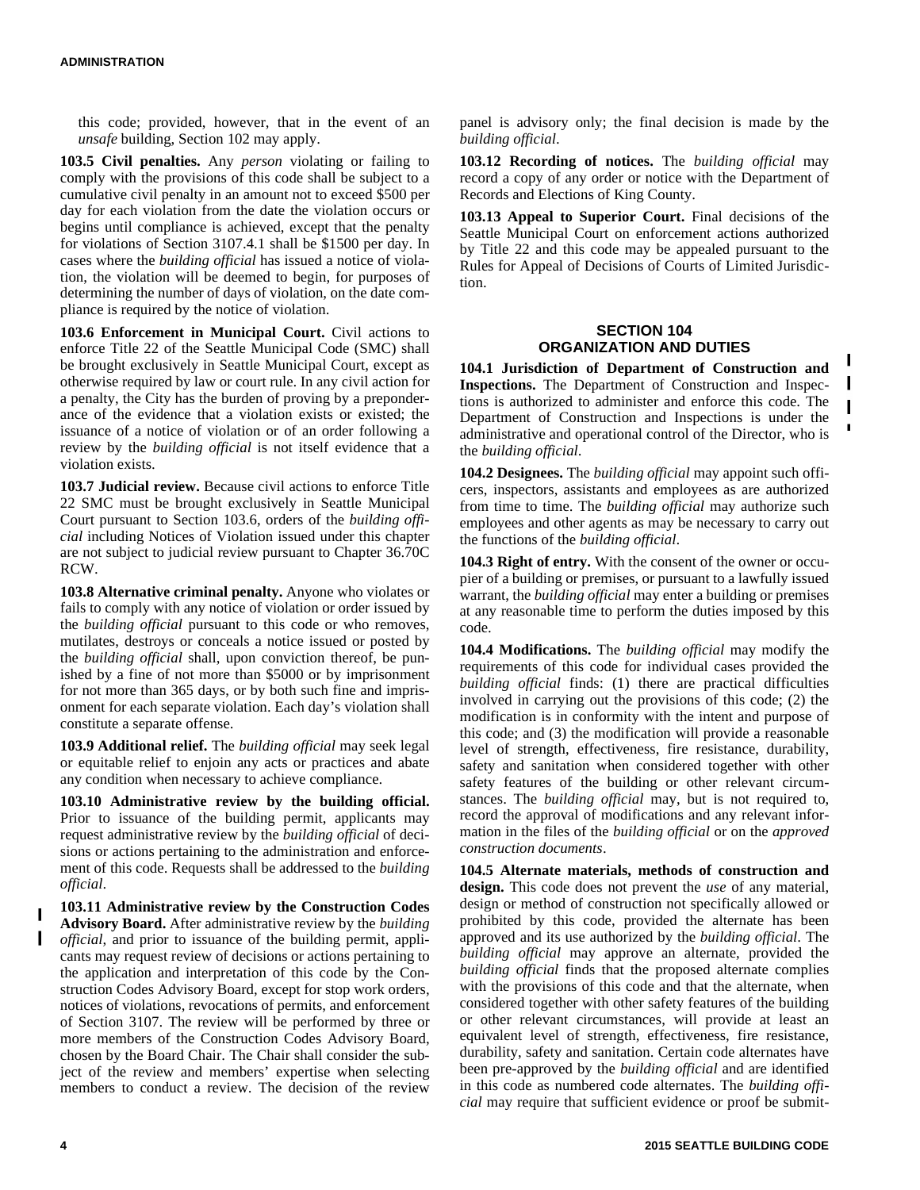this code; provided, however, that in the event of an *unsafe* building, Section 102 may apply.

**103.5 Civil penalties.** Any *person* violating or failing to comply with the provisions of this code shall be subject to a cumulative civil penalty in an amount not to exceed $500 per day for each violation from the date the violation occurs or begins until compliance is achieved, except that the penalty for violations of Section 3107.4.1 shall be $1500 per day. In cases where the *building official* has issued a notice of violation, the violation will be deemed to begin, for purposes of determining the number of days of violation, on the date compliance is required by the notice of violation.

**103.6 Enforcement in Municipal Court.** Civil actions to enforce Title 22 of the Seattle Municipal Code (SMC) shall be brought exclusively in Seattle Municipal Court, except as otherwise required by law or court rule. In any civil action for a penalty, the City has the burden of proving by a preponderance of the evidence that a violation exists or existed; the issuance of a notice of violation or of an order following a review by the *building official* is not itself evidence that a violation exists.

**103.7 Judicial review.** Because civil actions to enforce Title 22 SMC must be brought exclusively in Seattle Municipal Court pursuant to Section 103.6, orders of the *building official* including Notices of Violation issued under this chapter are not subject to judicial review pursuant to Chapter 36.70C RCW.

**103.8 Alternative criminal penalty.** Anyone who violates or fails to comply with any notice of violation or order issued by the *building official* pursuant to this code or who removes, mutilates, destroys or conceals a notice issued or posted by the *building official* shall, upon conviction thereof, be punished by a fine of not more than $5000 or by imprisonment for not more than 365 days, or by both such fine and imprisonment for each separate violation. Each day's violation shall constitute a separate offense.

**103.9 Additional relief.** The *building official* may seek legal or equitable relief to enjoin any acts or practices and abate any condition when necessary to achieve compliance.

**103.10 Administrative review by the building official.** Prior to issuance of the building permit, applicants may request administrative review by the *building official* of decisions or actions pertaining to the administration and enforcement of this code. Requests shall be addressed to the *building official*.

**103.11 Administrative review by the Construction Codes Advisory Board.** After administrative review by the *building official*, and prior to issuance of the building permit, applicants may request review of decisions or actions pertaining to the application and interpretation of this code by the Construction Codes Advisory Board, except for stop work orders, notices of violations, revocations of permits, and enforcement of Section 3107. The review will be performed by three or more members of the Construction Codes Advisory Board, chosen by the Board Chair. The Chair shall consider the subject of the review and members' expertise when selecting members to conduct a review. The decision of the review panel is advisory only; the final decision is made by the *building official*.

**103.12 Recording of notices.** The *building official* may record a copy of any order or notice with the Department of Records and Elections of King County.

**103.13 Appeal to Superior Court.** Final decisions of the Seattle Municipal Court on enforcement actions authorized by Title 22 and this code may be appealed pursuant to the Rules for Appeal of Decisions of Courts of Limited Jurisdiction.

## SECTION 104
## ORGANIZATION AND DUTIES

**104.1 Jurisdiction of Department of Construction and Inspections.** The Department of Construction and Inspections is authorized to administer and enforce this code. The Department of Construction and Inspections is under the administrative and operational control of the Director, who is the *building official*.

**104.2 Designees.** The *building official* may appoint such officers, inspectors, assistants and employees as are authorized from time to time. The *building official* may authorize such employees and other agents as may be necessary to carry out the functions of the *building official*.

**104.3 Right of entry.** With the consent of the owner or occupier of a building or premises, or pursuant to a lawfully issued warrant, the *building official* may enter a building or premises at any reasonable time to perform the duties imposed by this code.

**104.4 Modifications.** The *building official* may modify the requirements of this code for individual cases provided the *building official* finds: (1) there are practical difficulties involved in carrying out the provisions of this code; (2) the modification is in conformity with the intent and purpose of this code; and (3) the modification will provide a reasonable level of strength, effectiveness, fire resistance, durability, safety and sanitation when considered together with other safety features of the building or other relevant circumstances. The *building official* may, but is not required to, record the approval of modifications and any relevant information in the files of the *building official* or on the *approved construction documents*.

**104.5 Alternate materials, methods of construction and design.** This code does not prevent the *use* of any material, design or method of construction not specifically allowed or prohibited by this code, provided the alternate has been approved and its use authorized by the *building official*. The *building official* may approve an alternate, provided the *building official* finds that the proposed alternate complies with the provisions of this code and that the alternate, when considered together with other safety features of the building or other relevant circumstances, will provide at least an equivalent level of strength, effectiveness, fire resistance, durability, safety and sanitation. Certain code alternates have been pre-approved by the *building official* and are identified in this code as numbered code alternates. The *building official* may require that sufficient evidence or proof be submit-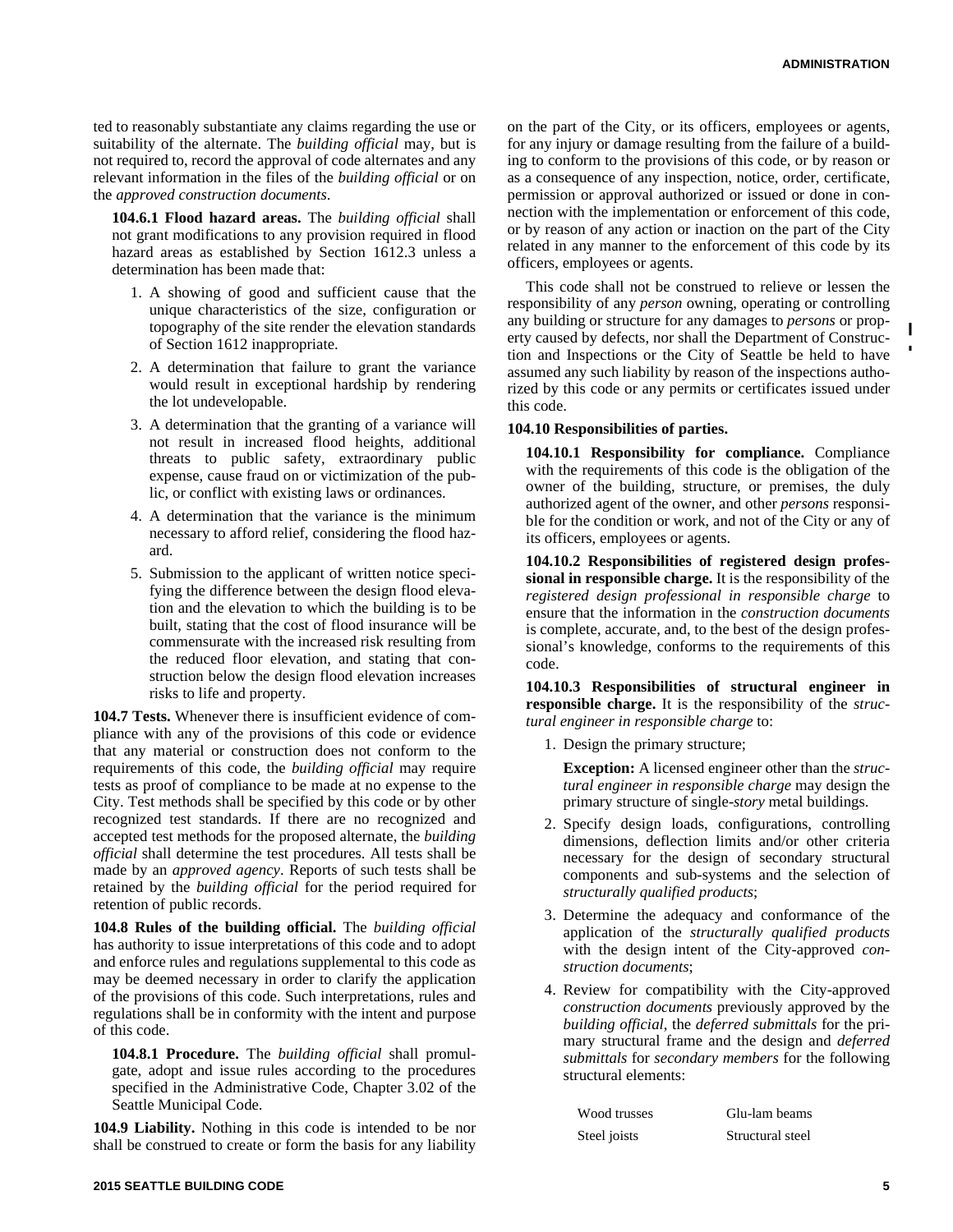ted to reasonably substantiate any claims regarding the use or suitability of the alternate. The *building official* may, but is not required to, record the approval of code alternates and any relevant information in the files of the *building official* or on the *approved construction documents*.

**104.6.1 Flood hazard areas.** The *building official* shall not grant modifications to any provision required in flood hazard areas as established by Section 1612.3 unless a determination has been made that:

1. A showing of good and sufficient cause that the unique characteristics of the size, configuration or topography of the site render the elevation standards of Section 1612 inappropriate.
2. A determination that failure to grant the variance would result in exceptional hardship by rendering the lot undevelopable.
3. A determination that the granting of a variance will not result in increased flood heights, additional threats to public safety, extraordinary public expense, cause fraud on or victimization of the public, or conflict with existing laws or ordinances.
4. A determination that the variance is the minimum necessary to afford relief, considering the flood hazard.
5. Submission to the applicant of written notice specifying the difference between the design flood elevation and the elevation to which the building is to be built, stating that the cost of flood insurance will be commensurate with the increased risk resulting from the reduced floor elevation, and stating that construction below the design flood elevation increases risks to life and property.

**104.7 Tests.** Whenever there is insufficient evidence of compliance with any of the provisions of this code or evidence that any material or construction does not conform to the requirements of this code, the *building official* may require tests as proof of compliance to be made at no expense to the City. Test methods shall be specified by this code or by other recognized test standards. If there are no recognized and accepted test methods for the proposed alternate, the *building official* shall determine the test procedures. All tests shall be made by an *approved agency*. Reports of such tests shall be retained by the *building official* for the period required for retention of public records.

**104.8 Rules of the building official.** The *building official* has authority to issue interpretations of this code and to adopt and enforce rules and regulations supplemental to this code as may be deemed necessary in order to clarify the application of the provisions of this code. Such interpretations, rules and regulations shall be in conformity with the intent and purpose of this code.

**104.8.1 Procedure.** The *building official* shall promulgate, adopt and issue rules according to the procedures specified in the Administrative Code, Chapter 3.02 of the Seattle Municipal Code.

**104.9 Liability.** Nothing in this code is intended to be nor shall be construed to create or form the basis for any liability on the part of the City, or its officers, employees or agents, for any injury or damage resulting from the failure of a building to conform to the provisions of this code, or by reason or as a consequence of any inspection, notice, order, certificate, permission or approval authorized or issued or done in connection with the implementation or enforcement of this code, or by reason of any action or inaction on the part of the City related in any manner to the enforcement of this code by its officers, employees or agents.

This code shall not be construed to relieve or lessen the responsibility of any *person* owning, operating or controlling any building or structure for any damages to *persons* or property caused by defects, nor shall the Department of Construction and Inspections or the City of Seattle be held to have assumed any such liability by reason of the inspections authorized by this code or any permits or certificates issued under this code.

**104.10 Responsibilities of parties.**

**104.10.1 Responsibility for compliance.** Compliance with the requirements of this code is the obligation of the owner of the building, structure, or premises, the duly authorized agent of the owner, and other *persons* responsible for the condition or work, and not of the City or any of its officers, employees or agents.

**104.10.2 Responsibilities of registered design professional in responsible charge.** It is the responsibility of the *registered design professional in responsible charge* to ensure that the information in the *construction documents* is complete, accurate, and, to the best of the design professional's knowledge, conforms to the requirements of this code.

**104.10.3 Responsibilities of structural engineer in responsible charge.** It is the responsibility of the *structural engineer in responsible charge* to:

1. Design the primary structure;

   **Exception:** A licensed engineer other than the *structural engineer in responsible charge* may design the primary structure of single-*story* metal buildings.

2. Specify design loads, configurations, controlling dimensions, deflection limits and/or other criteria necessary for the design of secondary structural components and sub-systems and the selection of *structurally qualified products*;
3. Determine the adequacy and conformance of the application of the *structurally qualified products* with the design intent of the City-approved *construction documents*;
4. Review for compatibility with the City-approved *construction documents* previously approved by the *building official*, the *deferred submittals* for the primary structural frame and the design and *deferred submittals* for *secondary members* for the following structural elements:

   Wood trusses | Glu-lam beams
   Steel joists | Structural steel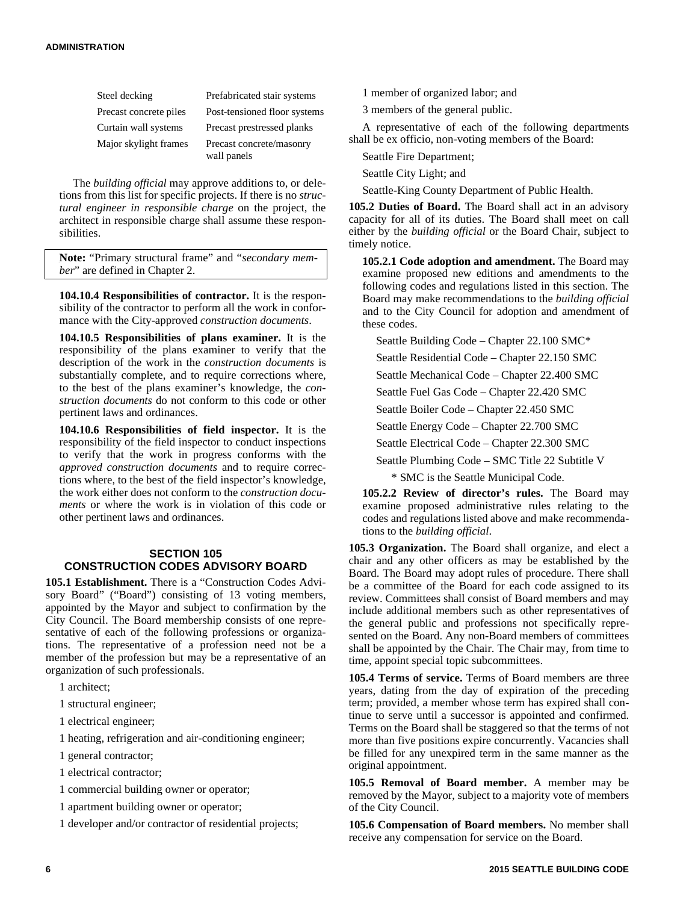| | |
|---|---|
| Steel decking | Prefabricated stair systems |
| Precast concrete piles | Post-tensioned floor systems |
| Curtain wall systems | Precast prestressed planks |
| Major skylight frames | Precast concrete/masonry wall panels |

The *building official* may approve additions to, or deletions from this list for specific projects. If there is no *structural engineer in responsible charge* on the project, the architect in responsible charge shall assume these responsibilities.

> **Note:** "Primary structural frame" and "*secondary member*" are defined in Chapter 2.

**104.10.4 Responsibilities of contractor.** It is the responsibility of the contractor to perform all the work in conformance with the City-approved *construction documents*.

**104.10.5 Responsibilities of plans examiner.** It is the responsibility of the plans examiner to verify that the description of the work in the *construction documents* is substantially complete, and to require corrections where, to the best of the plans examiner's knowledge, the *construction documents* do not conform to this code or other pertinent laws and ordinances.

**104.10.6 Responsibilities of field inspector.** It is the responsibility of the field inspector to conduct inspections to verify that the work in progress conforms with the *approved construction documents* and to require corrections where, to the best of the field inspector's knowledge, the work either does not conform to the *construction documents* or where the work is in violation of this code or other pertinent laws and ordinances.

## SECTION 105
## CONSTRUCTION CODES ADVISORY BOARD

**105.1 Establishment.** There is a "Construction Codes Advisory Board" ("Board") consisting of 13 voting members, appointed by the Mayor and subject to confirmation by the City Council. The Board membership consists of one representative of each of the following professions or organizations. The representative of a profession need not be a member of the profession but may be a representative of an organization of such professionals.

1 architect;

1 structural engineer;

1 electrical engineer;

1 heating, refrigeration and air-conditioning engineer;

1 general contractor;

1 electrical contractor;

1 commercial building owner or operator;

1 apartment building owner or operator;

1 developer and/or contractor of residential projects;

1 member of organized labor; and

3 members of the general public.

A representative of each of the following departments shall be ex officio, non-voting members of the Board:

Seattle Fire Department;

Seattle City Light; and

Seattle-King County Department of Public Health.

**105.2 Duties of Board.** The Board shall act in an advisory capacity for all of its duties. The Board shall meet on call either by the *building official* or the Board Chair, subject to timely notice.

**105.2.1 Code adoption and amendment.** The Board may examine proposed new editions and amendments to the following codes and regulations listed in this section. The Board may make recommendations to the *building official* and to the City Council for adoption and amendment of these codes.

Seattle Building Code – Chapter 22.100 SMC*

Seattle Residential Code – Chapter 22.150 SMC

Seattle Mechanical Code – Chapter 22.400 SMC

Seattle Fuel Gas Code – Chapter 22.420 SMC

Seattle Boiler Code – Chapter 22.450 SMC

Seattle Energy Code – Chapter 22.700 SMC

Seattle Electrical Code – Chapter 22.300 SMC

Seattle Plumbing Code – SMC Title 22 Subtitle V

\* SMC is the Seattle Municipal Code.

**105.2.2 Review of director's rules.** The Board may examine proposed administrative rules relating to the codes and regulations listed above and make recommendations to the *building official*.

**105.3 Organization.** The Board shall organize, and elect a chair and any other officers as may be established by the Board. The Board may adopt rules of procedure. There shall be a committee of the Board for each code assigned to its review. Committees shall consist of Board members and may include additional members such as other representatives of the general public and professions not specifically represented on the Board. Any non-Board members of committees shall be appointed by the Chair. The Chair may, from time to time, appoint special topic subcommittees.

**105.4 Terms of service.** Terms of Board members are three years, dating from the day of expiration of the preceding term; provided, a member whose term has expired shall continue to serve until a successor is appointed and confirmed. Terms on the Board shall be staggered so that the terms of not more than five positions expire concurrently. Vacancies shall be filled for any unexpired term in the same manner as the original appointment.

**105.5 Removal of Board member.** A member may be removed by the Mayor, subject to a majority vote of members of the City Council.

**105.6 Compensation of Board members.** No member shall receive any compensation for service on the Board.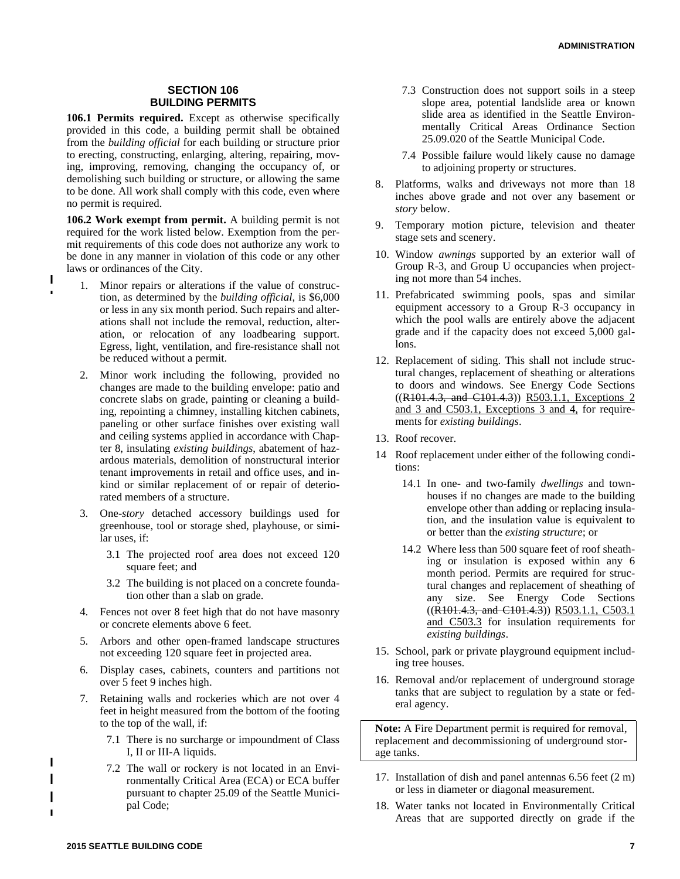## SECTION 106
## BUILDING PERMITS

**106.1 Permits required.** Except as otherwise specifically provided in this code, a building permit shall be obtained from the *building official* for each building or structure prior to erecting, constructing, enlarging, altering, repairing, moving, improving, removing, changing the occupancy of, or demolishing such building or structure, or allowing the same to be done. All work shall comply with this code, even where no permit is required.

**106.2 Work exempt from permit.** A building permit is not required for the work listed below. Exemption from the permit requirements of this code does not authorize any work to be done in any manner in violation of this code or any other laws or ordinances of the City.

1. Minor repairs or alterations if the value of construction, as determined by the *building official*, is $6,000 or less in any six month period. Such repairs and alterations shall not include the removal, reduction, alteration, or relocation of any loadbearing support. Egress, light, ventilation, and fire-resistance shall not be reduced without a permit.
2. Minor work including the following, provided no changes are made to the building envelope: patio and concrete slabs on grade, painting or cleaning a building, repointing a chimney, installing kitchen cabinets, paneling or other surface finishes over existing wall and ceiling systems applied in accordance with Chapter 8, insulating *existing buildings*, abatement of hazardous materials, demolition of nonstructural interior tenant improvements in retail and office uses, and in-kind or similar replacement of or repair of deteriorated members of a structure.
3. One-*story* detached accessory buildings used for greenhouse, tool or storage shed, playhouse, or similar uses, if:
   - 3.1 The projected roof area does not exceed 120 square feet; and
   - 3.2 The building is not placed on a concrete foundation other than a slab on grade.
4. Fences not over 8 feet high that do not have masonry or concrete elements above 6 feet.
5. Arbors and other open-framed landscape structures not exceeding 120 square feet in projected area.
6. Display cases, cabinets, counters and partitions not over 5 feet 9 inches high.
7. Retaining walls and rockeries which are not over 4 feet in height measured from the bottom of the footing to the top of the wall, if:
   - 7.1 There is no surcharge or impoundment of Class I, II or III-A liquids.
   - 7.2 The wall or rockery is not located in an Environmentally Critical Area (ECA) or ECA buffer pursuant to chapter 25.09 of the Seattle Municipal Code;
   - 7.3 Construction does not support soils in a steep slope area, potential landslide area or known slide area as identified in the Seattle Environmentally Critical Areas Ordinance Section 25.09.020 of the Seattle Municipal Code.
   - 7.4 Possible failure would likely cause no damage to adjoining property or structures.
8. Platforms, walks and driveways not more than 18 inches above grade and not over any basement or *story* below.
9. Temporary motion picture, television and theater stage sets and scenery.
10. Window *awnings* supported by an exterior wall of Group R-3, and Group U occupancies when projecting not more than 54 inches.
11. Prefabricated swimming pools, spas and similar equipment accessory to a Group R-3 occupancy in which the pool walls are entirely above the adjacent grade and if the capacity does not exceed 5,000 gallons.
12. Replacement of siding. This shall not include structural changes, replacement of sheathing or alterations to doors and windows. See Energy Code Sections ((~~R101.4.3, and C101.4.3~~)) <u>R503.1.1, Exceptions 2 and 3 and C503.1, Exceptions 3 and 4,</u> for requirements for *existing buildings*.
13. Roof recover.
14. Roof replacement under either of the following conditions:
    - 14.1 In one- and two-family *dwellings* and townhouses if no changes are made to the building envelope other than adding or replacing insulation, and the insulation value is equivalent to or better than the *existing structure*; or
    - 14.2 Where less than 500 square feet of roof sheathing or insulation is exposed within any 6 month period. Permits are required for structural changes and replacement of sheathing of any size. See Energy Code Sections ((~~R101.4.3, and C101.4.3~~)) <u>R503.1.1, C503.1 and C503.3</u> for insulation requirements for *existing buildings*.
15. School, park or private playground equipment including tree houses.
16. Removal and/or replacement of underground storage tanks that are subject to regulation by a state or federal agency.

**Note:** A Fire Department permit is required for removal, replacement and decommissioning of underground storage tanks.

17. Installation of dish and panel antennas 6.56 feet (2 m) or less in diameter or diagonal measurement.
18. Water tanks not located in Environmentally Critical Areas that are supported directly on grade if the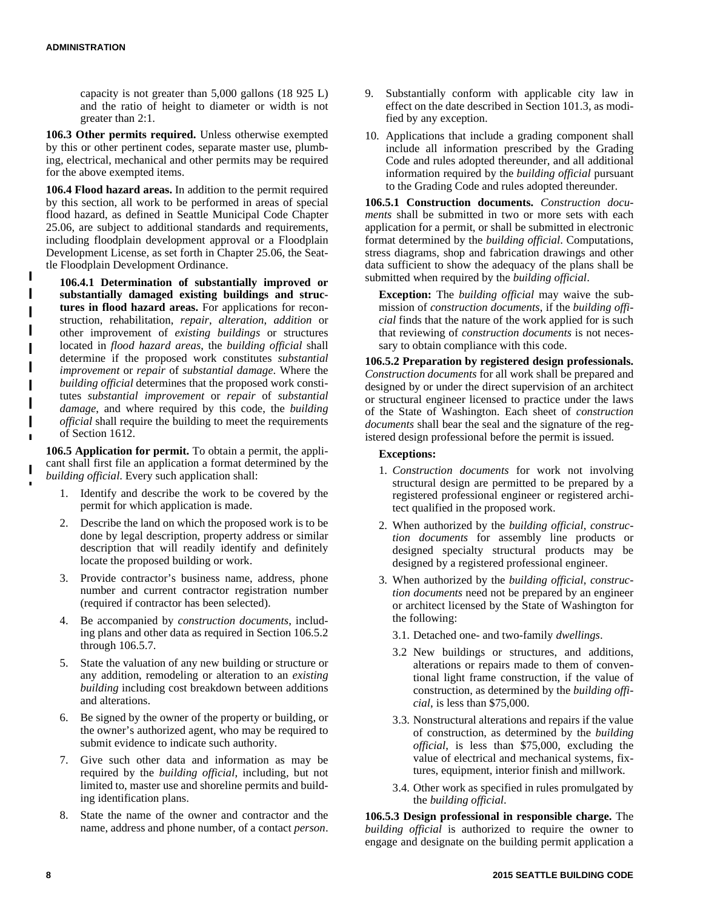capacity is not greater than 5,000 gallons (18 925 L) and the ratio of height to diameter or width is not greater than 2:1.

**106.3 Other permits required.** Unless otherwise exempted by this or other pertinent codes, separate master use, plumbing, electrical, mechanical and other permits may be required for the above exempted items.

**106.4 Flood hazard areas.** In addition to the permit required by this section, all work to be performed in areas of special flood hazard, as defined in Seattle Municipal Code Chapter 25.06, are subject to additional standards and requirements, including floodplain development approval or a Floodplain Development License, as set forth in Chapter 25.06, the Seattle Floodplain Development Ordinance.

**106.4.1 Determination of substantially improved or substantially damaged existing buildings and structures in flood hazard areas.** For applications for reconstruction, rehabilitation, *repair*, *alteration*, *addition* or other improvement of *existing buildings* or structures located in *flood hazard areas*, the *building official* shall determine if the proposed work constitutes *substantial improvement* or *repair* of *substantial damage*. Where the *building official* determines that the proposed work constitutes *substantial improvement* or *repair* of *substantial damage*, and where required by this code, the *building official* shall require the building to meet the requirements of Section 1612.

**106.5 Application for permit.** To obtain a permit, the applicant shall first file an application a format determined by the *building official*. Every such application shall:

1. Identify and describe the work to be covered by the permit for which application is made.
2. Describe the land on which the proposed work is to be done by legal description, property address or similar description that will readily identify and definitely locate the proposed building or work.
3. Provide contractor's business name, address, phone number and current contractor registration number (required if contractor has been selected).
4. Be accompanied by *construction documents*, including plans and other data as required in Section 106.5.2 through 106.5.7.
5. State the valuation of any new building or structure or any addition, remodeling or alteration to an *existing building* including cost breakdown between additions and alterations.
6. Be signed by the owner of the property or building, or the owner's authorized agent, who may be required to submit evidence to indicate such authority.
7. Give such other data and information as may be required by the *building official*, including, but not limited to, master use and shoreline permits and building identification plans.
8. State the name of the owner and contractor and the name, address and phone number, of a contact *person*.
9. Substantially conform with applicable city law in effect on the date described in Section 101.3, as modified by any exception.
10. Applications that include a grading component shall include all information prescribed by the Grading Code and rules adopted thereunder, and all additional information required by the *building official* pursuant to the Grading Code and rules adopted thereunder.

**106.5.1 Construction documents.** *Construction documents* shall be submitted in two or more sets with each application for a permit, or shall be submitted in electronic format determined by the *building official*. Computations, stress diagrams, shop and fabrication drawings and other data sufficient to show the adequacy of the plans shall be submitted when required by the *building official*.

**Exception:** The *building official* may waive the submission of *construction documents*, if the *building official* finds that the nature of the work applied for is such that reviewing of *construction documents* is not necessary to obtain compliance with this code.

**106.5.2 Preparation by registered design professionals.** *Construction documents* for all work shall be prepared and designed by or under the direct supervision of an architect or structural engineer licensed to practice under the laws of the State of Washington. Each sheet of *construction documents* shall bear the seal and the signature of the registered design professional before the permit is issued.

**Exceptions:**

1. *Construction documents* for work not involving structural design are permitted to be prepared by a registered professional engineer or registered architect qualified in the proposed work.
2. When authorized by the *building official*, *construction documents* for assembly line products or designed specialty structural products may be designed by a registered professional engineer.
3. When authorized by the *building official*, *construction documents* need not be prepared by an engineer or architect licensed by the State of Washington for the following:
   - 3.1. Detached one- and two-family *dwellings*.
   - 3.2 New buildings or structures, and additions, alterations or repairs made to them of conventional light frame construction, if the value of construction, as determined by the *building official*, is less than $75,000.
   - 3.3. Nonstructural alterations and repairs if the value of construction, as determined by the *building official*, is less than $75,000, excluding the value of electrical and mechanical systems, fixtures, equipment, interior finish and millwork.
   - 3.4. Other work as specified in rules promulgated by the *building official*.

**106.5.3 Design professional in responsible charge.** The *building official* is authorized to require the owner to engage and designate on the building permit application a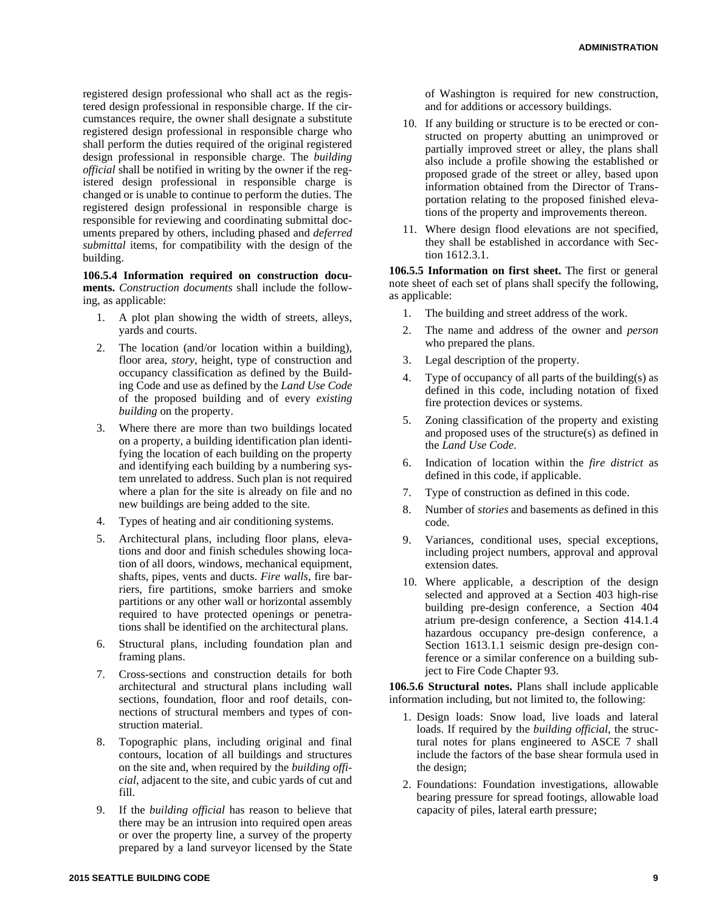registered design professional who shall act as the registered design professional in responsible charge. If the circumstances require, the owner shall designate a substitute registered design professional in responsible charge who shall perform the duties required of the original registered design professional in responsible charge. The *building official* shall be notified in writing by the owner if the registered design professional in responsible charge is changed or is unable to continue to perform the duties. The registered design professional in responsible charge is responsible for reviewing and coordinating submittal documents prepared by others, including phased and *deferred submittal* items, for compatibility with the design of the building.

**106.5.4 Information required on construction documents.** *Construction documents* shall include the following, as applicable:

1. A plot plan showing the width of streets, alleys, yards and courts.
2. The location (and/or location within a building), floor area, *story*, height, type of construction and occupancy classification as defined by the Building Code and use as defined by the *Land Use Code* of the proposed building and of every *existing building* on the property.
3. Where there are more than two buildings located on a property, a building identification plan identifying the location of each building on the property and identifying each building by a numbering system unrelated to address. Such plan is not required where a plan for the site is already on file and no new buildings are being added to the site.
4. Types of heating and air conditioning systems.
5. Architectural plans, including floor plans, elevations and door and finish schedules showing location of all doors, windows, mechanical equipment, shafts, pipes, vents and ducts. *Fire walls*, fire barriers, fire partitions, smoke barriers and smoke partitions or any other wall or horizontal assembly required to have protected openings or penetrations shall be identified on the architectural plans.
6. Structural plans, including foundation plan and framing plans.
7. Cross-sections and construction details for both architectural and structural plans including wall sections, foundation, floor and roof details, connections of structural members and types of construction material.
8. Topographic plans, including original and final contours, location of all buildings and structures on the site and, when required by the *building official*, adjacent to the site, and cubic yards of cut and fill.
9. If the *building official* has reason to believe that there may be an intrusion into required open areas or over the property line, a survey of the property prepared by a land surveyor licensed by the State of Washington is required for new construction, and for additions or accessory buildings.
10. If any building or structure is to be erected or constructed on property abutting an unimproved or partially improved street or alley, the plans shall also include a profile showing the established or proposed grade of the street or alley, based upon information obtained from the Director of Transportation relating to the proposed finished elevations of the property and improvements thereon.
11. Where design flood elevations are not specified, they shall be established in accordance with Section 1612.3.1.

**106.5.5 Information on first sheet.** The first or general note sheet of each set of plans shall specify the following, as applicable:

1. The building and street address of the work.
2. The name and address of the owner and *person* who prepared the plans.
3. Legal description of the property.
4. Type of occupancy of all parts of the building(s) as defined in this code, including notation of fixed fire protection devices or systems.
5. Zoning classification of the property and existing and proposed uses of the structure(s) as defined in the *Land Use Code*.
6. Indication of location within the *fire district* as defined in this code, if applicable.
7. Type of construction as defined in this code.
8. Number of *stories* and basements as defined in this code.
9. Variances, conditional uses, special exceptions, including project numbers, approval and approval extension dates.
10. Where applicable, a description of the design selected and approved at a Section 403 high-rise building pre-design conference, a Section 404 atrium pre-design conference, a Section 414.1.4 hazardous occupancy pre-design conference, a Section 1613.1.1 seismic design pre-design conference or a similar conference on a building subject to Fire Code Chapter 93.

**106.5.6 Structural notes.** Plans shall include applicable information including, but not limited to, the following:

1. Design loads: Snow load, live loads and lateral loads. If required by the *building official*, the structural notes for plans engineered to ASCE 7 shall include the factors of the base shear formula used in the design;
2. Foundations: Foundation investigations, allowable bearing pressure for spread footings, allowable load capacity of piles, lateral earth pressure;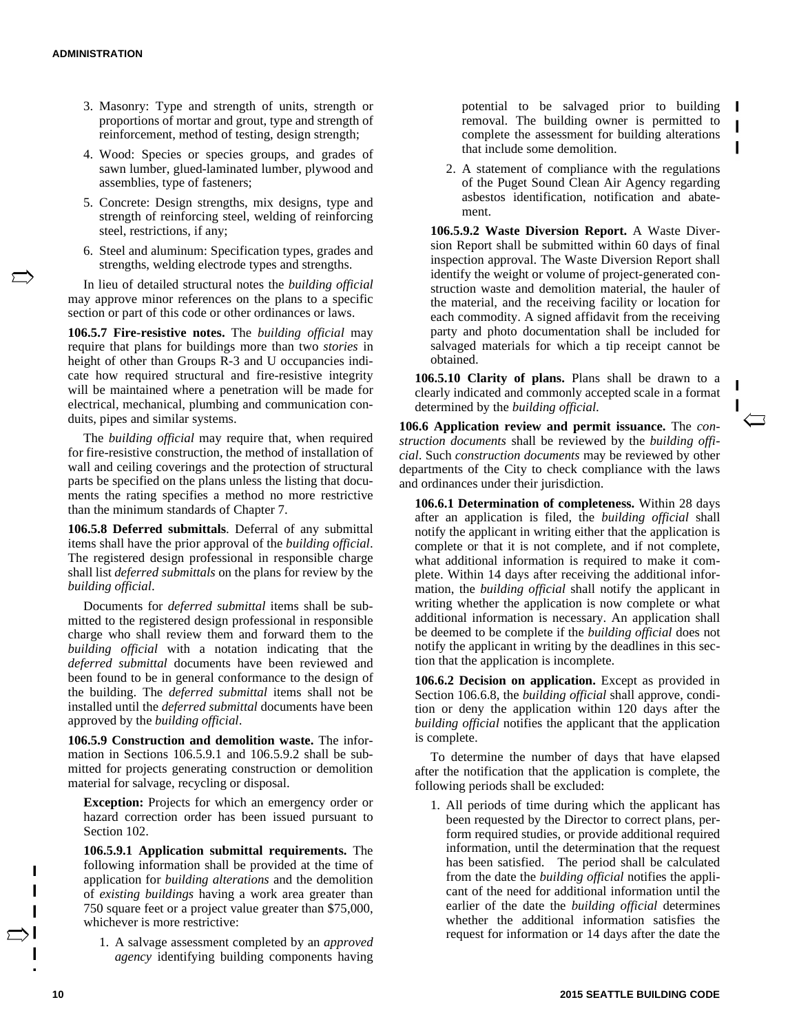3. Masonry: Type and strength of units, strength or proportions of mortar and grout, type and strength of reinforcement, method of testing, design strength;
4. Wood: Species or species groups, and grades of sawn lumber, glued-laminated lumber, plywood and assemblies, type of fasteners;
5. Concrete: Design strengths, mix designs, type and strength of reinforcing steel, welding of reinforcing steel, restrictions, if any;
6. Steel and aluminum: Specification types, grades and strengths, welding electrode types and strengths.

In lieu of detailed structural notes the *building official* may approve minor references on the plans to a specific section or part of this code or other ordinances or laws.

**106.5.7 Fire-resistive notes.** The *building official* may require that plans for buildings more than two *stories* in height of other than Groups R-3 and U occupancies indicate how required structural and fire-resistive integrity will be maintained where a penetration will be made for electrical, mechanical, plumbing and communication conduits, pipes and similar systems.

The *building official* may require that, when required for fire-resistive construction, the method of installation of wall and ceiling coverings and the protection of structural parts be specified on the plans unless the listing that documents the rating specifies a method no more restrictive than the minimum standards of Chapter 7.

**106.5.8 Deferred submittals**. Deferral of any submittal items shall have the prior approval of the *building official*. The registered design professional in responsible charge shall list *deferred submittals* on the plans for review by the *building official*.

Documents for *deferred submittal* items shall be submitted to the registered design professional in responsible charge who shall review them and forward them to the *building official* with a notation indicating that the *deferred submittal* documents have been reviewed and been found to be in general conformance to the design of the building. The *deferred submittal* items shall not be installed until the *deferred submittal* documents have been approved by the *building official*.

**106.5.9 Construction and demolition waste.** The information in Sections 106.5.9.1 and 106.5.9.2 shall be submitted for projects generating construction or demolition material for salvage, recycling or disposal.

**Exception:** Projects for which an emergency order or hazard correction order has been issued pursuant to Section 102.

**106.5.9.1 Application submittal requirements.** The following information shall be provided at the time of application for *building alterations* and the demolition of *existing buildings* having a work area greater than 750 square feet or a project value greater than $75,000, whichever is more restrictive:

1. A salvage assessment completed by an *approved agency* identifying building components having potential to be salvaged prior to building removal. The building owner is permitted to complete the assessment for building alterations that include some demolition.
2. A statement of compliance with the regulations of the Puget Sound Clean Air Agency regarding asbestos identification, notification and abatement.

**106.5.9.2 Waste Diversion Report.** A Waste Diversion Report shall be submitted within 60 days of final inspection approval. The Waste Diversion Report shall identify the weight or volume of project-generated construction waste and demolition material, the hauler of the material, and the receiving facility or location for each commodity. A signed affidavit from the receiving party and photo documentation shall be included for salvaged materials for which a tip receipt cannot be obtained.

**106.5.10 Clarity of plans.** Plans shall be drawn to a clearly indicated and commonly accepted scale in a format determined by the *building official.*

**106.6 Application review and permit issuance.** The *construction documents* shall be reviewed by the *building official*. Such *construction documents* may be reviewed by other departments of the City to check compliance with the laws and ordinances under their jurisdiction.

**106.6.1 Determination of completeness.** Within 28 days after an application is filed, the *building official* shall notify the applicant in writing either that the application is complete or that it is not complete, and if not complete, what additional information is required to make it complete. Within 14 days after receiving the additional information, the *building official* shall notify the applicant in writing whether the application is now complete or what additional information is necessary. An application shall be deemed to be complete if the *building official* does not notify the applicant in writing by the deadlines in this section that the application is incomplete.

**106.6.2 Decision on application.** Except as provided in Section 106.6.8, the *building official* shall approve, condition or deny the application within 120 days after the *building official* notifies the applicant that the application is complete.

To determine the number of days that have elapsed after the notification that the application is complete, the following periods shall be excluded:

1. All periods of time during which the applicant has been requested by the Director to correct plans, perform required studies, or provide additional required information, until the determination that the request has been satisfied. The period shall be calculated from the date the *building official* notifies the applicant of the need for additional information until the earlier of the date the *building official* determines whether the additional information satisfies the request for information or 14 days after the date the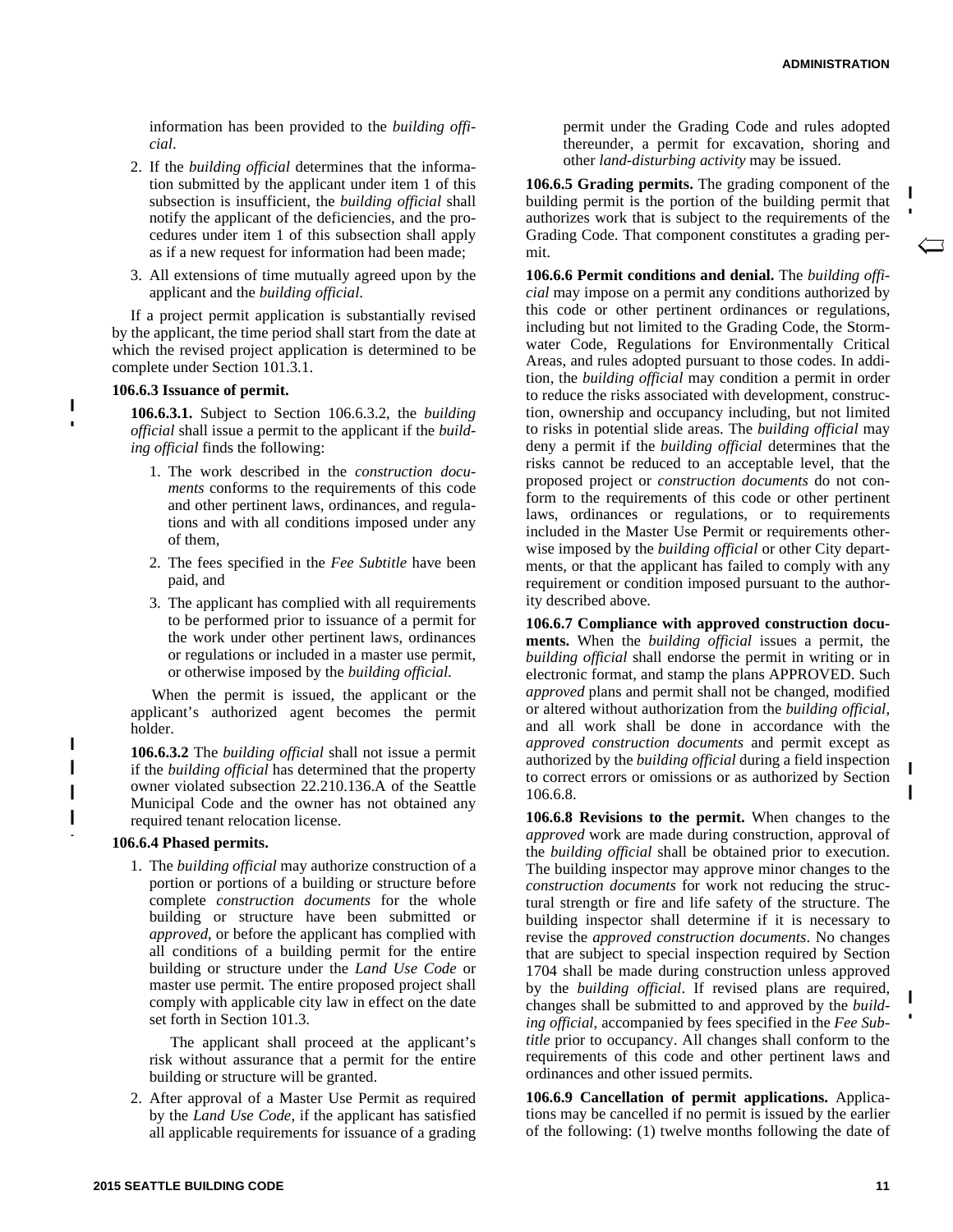information has been provided to the *building official*.

2. If the *building official* determines that the information submitted by the applicant under item 1 of this subsection is insufficient, the *building official* shall notify the applicant of the deficiencies, and the procedures under item 1 of this subsection shall apply as if a new request for information had been made;

3. All extensions of time mutually agreed upon by the applicant and the *building official*.

If a project permit application is substantially revised by the applicant, the time period shall start from the date at which the revised project application is determined to be complete under Section 101.3.1.

**106.6.3 Issuance of permit.**

**106.6.3.1.** Subject to Section 106.6.3.2, the *building official* shall issue a permit to the applicant if the *building official* finds the following:

1. The work described in the *construction documents* conforms to the requirements of this code and other pertinent laws, ordinances, and regulations and with all conditions imposed under any of them,

2. The fees specified in the *Fee Subtitle* have been paid, and

3. The applicant has complied with all requirements to be performed prior to issuance of a permit for the work under other pertinent laws, ordinances or regulations or included in a master use permit, or otherwise imposed by the *building official.*

When the permit is issued, the applicant or the applicant's authorized agent becomes the permit holder.

**106.6.3.2** The *building official* shall not issue a permit if the *building official* has determined that the property owner violated subsection 22.210.136.A of the Seattle Municipal Code and the owner has not obtained any required tenant relocation license.

**106.6.4 Phased permits.**

1. The *building official* may authorize construction of a portion or portions of a building or structure before complete *construction documents* for the whole building or structure have been submitted or *approved*, or before the applicant has complied with all conditions of a building permit for the entire building or structure under the *Land Use Code* or master use permit. The entire proposed project shall comply with applicable city law in effect on the date set forth in Section 101.3.

   The applicant shall proceed at the applicant's risk without assurance that a permit for the entire building or structure will be granted.

2. After approval of a Master Use Permit as required by the *Land Use Code*, if the applicant has satisfied all applicable requirements for issuance of a grading permit under the Grading Code and rules adopted thereunder, a permit for excavation, shoring and other *land-disturbing activity* may be issued.

**106.6.5 Grading permits.** The grading component of the building permit is the portion of the building permit that authorizes work that is subject to the requirements of the Grading Code. That component constitutes a grading permit.

**106.6.6 Permit conditions and denial.** The *building official* may impose on a permit any conditions authorized by this code or other pertinent ordinances or regulations, including but not limited to the Grading Code, the Stormwater Code, Regulations for Environmentally Critical Areas, and rules adopted pursuant to those codes. In addition, the *building official* may condition a permit in order to reduce the risks associated with development, construction, ownership and occupancy including, but not limited to risks in potential slide areas. The *building official* may deny a permit if the *building official* determines that the risks cannot be reduced to an acceptable level, that the proposed project or *construction documents* do not conform to the requirements of this code or other pertinent laws, ordinances or regulations, or to requirements included in the Master Use Permit or requirements otherwise imposed by the *building official* or other City departments, or that the applicant has failed to comply with any requirement or condition imposed pursuant to the authority described above.

**106.6.7 Compliance with approved construction documents.** When the *building official* issues a permit, the *building official* shall endorse the permit in writing or in electronic format, and stamp the plans APPROVED. Such *approved* plans and permit shall not be changed, modified or altered without authorization from the *building official*, and all work shall be done in accordance with the *approved construction documents* and permit except as authorized by the *building official* during a field inspection to correct errors or omissions or as authorized by Section 106.6.8.

**106.6.8 Revisions to the permit.** When changes to the *approved* work are made during construction, approval of the *building official* shall be obtained prior to execution. The building inspector may approve minor changes to the *construction documents* for work not reducing the structural strength or fire and life safety of the structure. The building inspector shall determine if it is necessary to revise the *approved construction documents*. No changes that are subject to special inspection required by Section 1704 shall be made during construction unless approved by the *building official*. If revised plans are required, changes shall be submitted to and approved by the *building official*, accompanied by fees specified in the *Fee Subtitle* prior to occupancy. All changes shall conform to the requirements of this code and other pertinent laws and ordinances and other issued permits.

**106.6.9 Cancellation of permit applications.** Applications may be cancelled if no permit is issued by the earlier of the following: (1) twelve months following the date of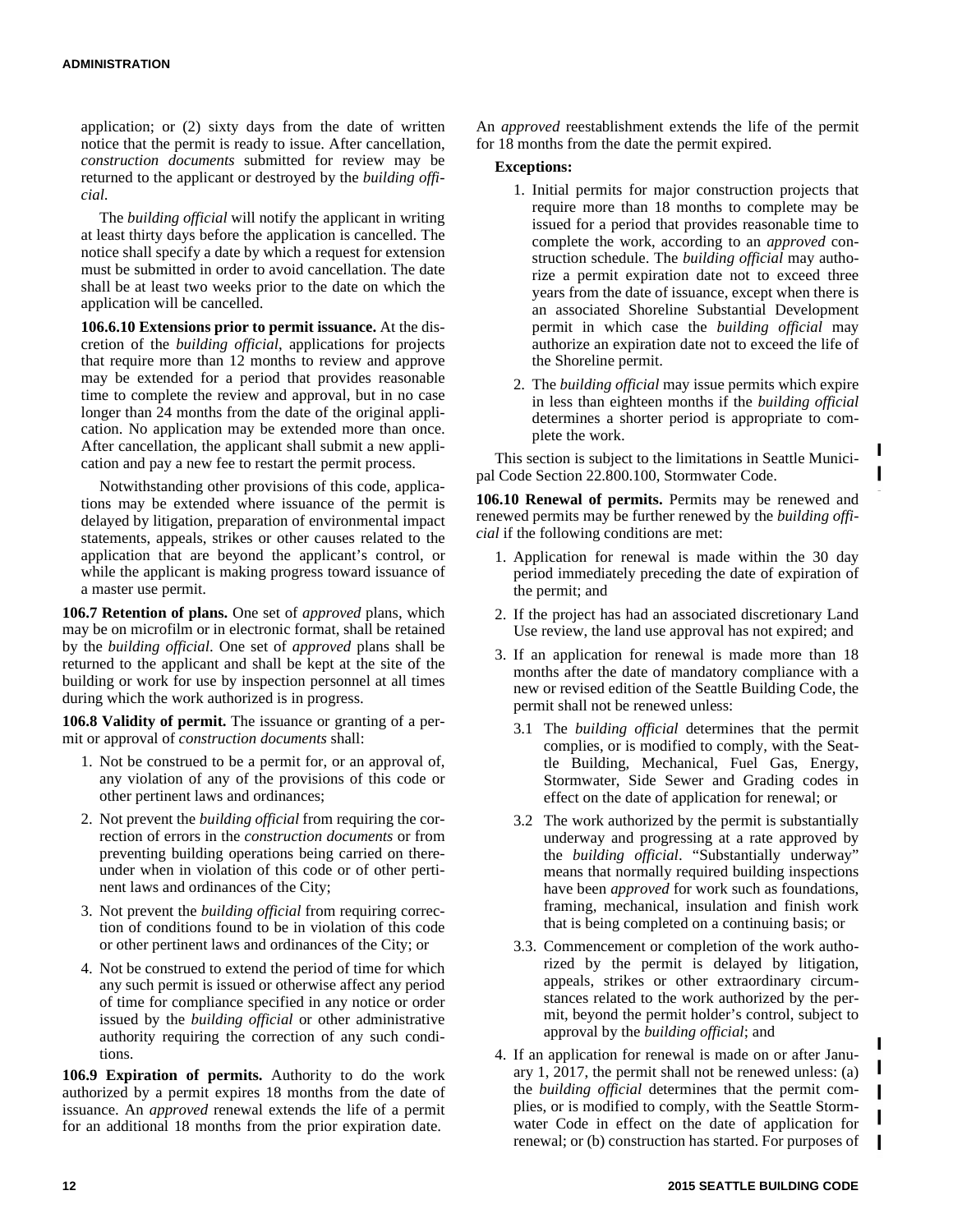application; or (2) sixty days from the date of written notice that the permit is ready to issue. After cancellation, *construction documents* submitted for review may be returned to the applicant or destroyed by the *building official*.

The *building official* will notify the applicant in writing at least thirty days before the application is cancelled. The notice shall specify a date by which a request for extension must be submitted in order to avoid cancellation. The date shall be at least two weeks prior to the date on which the application will be cancelled.

**106.6.10 Extensions prior to permit issuance.** At the discretion of the *building official*, applications for projects that require more than 12 months to review and approve may be extended for a period that provides reasonable time to complete the review and approval, but in no case longer than 24 months from the date of the original application. No application may be extended more than once. After cancellation, the applicant shall submit a new application and pay a new fee to restart the permit process.

Notwithstanding other provisions of this code, applications may be extended where issuance of the permit is delayed by litigation, preparation of environmental impact statements, appeals, strikes or other causes related to the application that are beyond the applicant's control, or while the applicant is making progress toward issuance of a master use permit.

**106.7 Retention of plans.** One set of *approved* plans, which may be on microfilm or in electronic format, shall be retained by the *building official*. One set of *approved* plans shall be returned to the applicant and shall be kept at the site of the building or work for use by inspection personnel at all times during which the work authorized is in progress.

**106.8 Validity of permit.** The issuance or granting of a permit or approval of *construction documents* shall:

1. Not be construed to be a permit for, or an approval of, any violation of any of the provisions of this code or other pertinent laws and ordinances;
2. Not prevent the *building official* from requiring the correction of errors in the *construction documents* or from preventing building operations being carried on thereunder when in violation of this code or of other pertinent laws and ordinances of the City;
3. Not prevent the *building official* from requiring correction of conditions found to be in violation of this code or other pertinent laws and ordinances of the City; or
4. Not be construed to extend the period of time for which any such permit is issued or otherwise affect any period of time for compliance specified in any notice or order issued by the *building official* or other administrative authority requiring the correction of any such conditions.

**106.9 Expiration of permits.** Authority to do the work authorized by a permit expires 18 months from the date of issuance. An *approved* renewal extends the life of a permit for an additional 18 months from the prior expiration date. An *approved* reestablishment extends the life of the permit for 18 months from the date the permit expired.

**Exceptions:**

1. Initial permits for major construction projects that require more than 18 months to complete may be issued for a period that provides reasonable time to complete the work, according to an *approved* construction schedule. The *building official* may authorize a permit expiration date not to exceed three years from the date of issuance, except when there is an associated Shoreline Substantial Development permit in which case the *building official* may authorize an expiration date not to exceed the life of the Shoreline permit.
2. The *building official* may issue permits which expire in less than eighteen months if the *building official* determines a shorter period is appropriate to complete the work.

This section is subject to the limitations in Seattle Municipal Code Section 22.800.100, Stormwater Code.

**106.10 Renewal of permits.** Permits may be renewed and renewed permits may be further renewed by the *building official* if the following conditions are met:

1. Application for renewal is made within the 30 day period immediately preceding the date of expiration of the permit; and
2. If the project has had an associated discretionary Land Use review, the land use approval has not expired; and
3. If an application for renewal is made more than 18 months after the date of mandatory compliance with a new or revised edition of the Seattle Building Code, the permit shall not be renewed unless:
   - 3.1 The *building official* determines that the permit complies, or is modified to comply, with the Seattle Building, Mechanical, Fuel Gas, Energy, Stormwater, Side Sewer and Grading codes in effect on the date of application for renewal; or
   - 3.2 The work authorized by the permit is substantially underway and progressing at a rate approved by the *building official*. "Substantially underway" means that normally required building inspections have been *approved* for work such as foundations, framing, mechanical, insulation and finish work that is being completed on a continuing basis; or
   - 3.3. Commencement or completion of the work authorized by the permit is delayed by litigation, appeals, strikes or other extraordinary circumstances related to the work authorized by the permit, beyond the permit holder's control, subject to approval by the *building official*; and
4. If an application for renewal is made on or after January 1, 2017, the permit shall not be renewed unless: (a) the *building official* determines that the permit complies, or is modified to comply, with the Seattle Stormwater Code in effect on the date of application for renewal; or (b) construction has started. For purposes of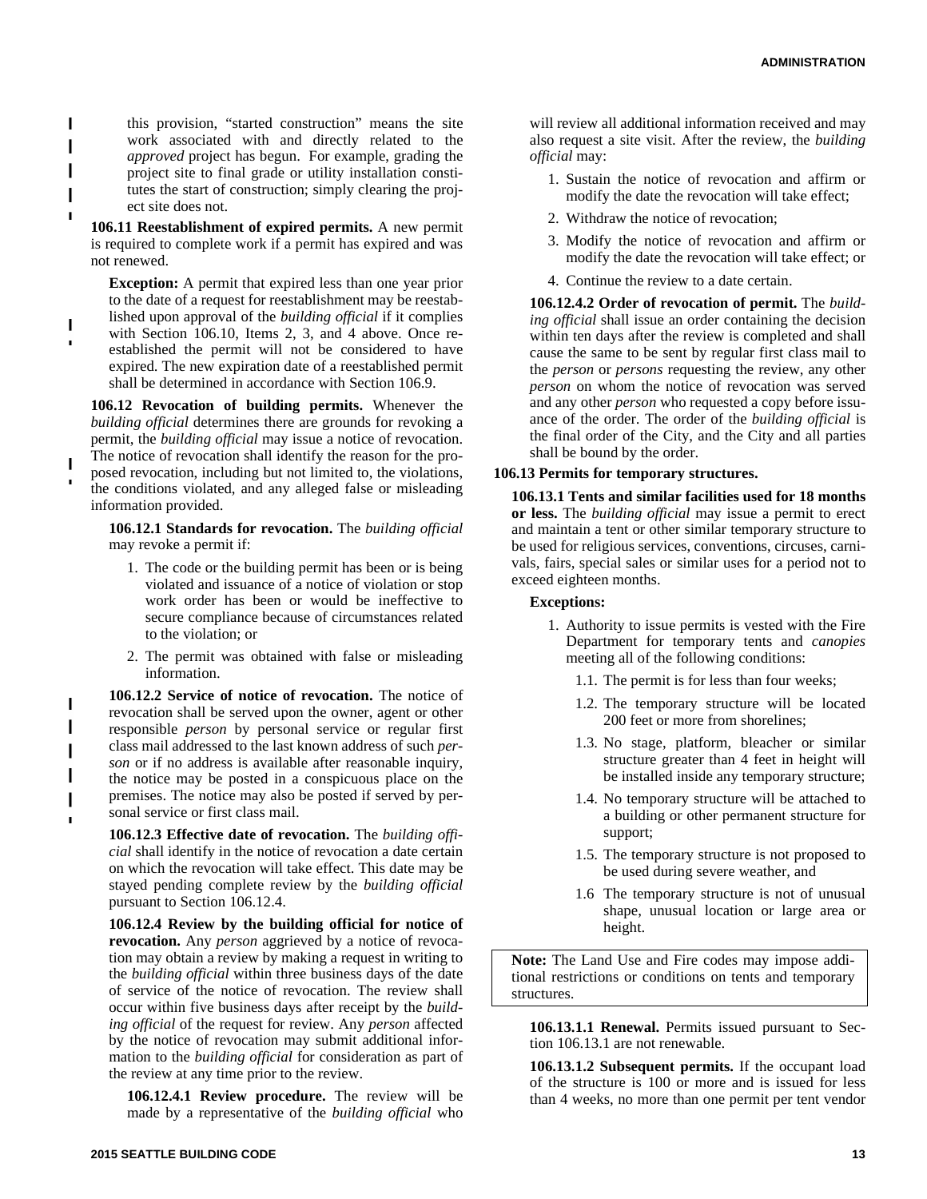this provision, "started construction" means the site work associated with and directly related to the *approved* project has begun. For example, grading the project site to final grade or utility installation constitutes the start of construction; simply clearing the project site does not.

**106.11 Reestablishment of expired permits.** A new permit is required to complete work if a permit has expired and was not renewed.

> **Exception:** A permit that expired less than one year prior to the date of a request for reestablishment may be reestablished upon approval of the *building official* if it complies with Section 106.10, Items 2, 3, and 4 above. Once reestablished the permit will not be considered to have expired. The new expiration date of a reestablished permit shall be determined in accordance with Section 106.9.

**106.12 Revocation of building permits.** Whenever the *building official* determines there are grounds for revoking a permit, the *building official* may issue a notice of revocation. The notice of revocation shall identify the reason for the proposed revocation, including but not limited to, the violations, the conditions violated, and any alleged false or misleading information provided.

**106.12.1 Standards for revocation.** The *building official* may revoke a permit if:

1. The code or the building permit has been or is being violated and issuance of a notice of violation or stop work order has been or would be ineffective to secure compliance because of circumstances related to the violation; or
2. The permit was obtained with false or misleading information.

**106.12.2 Service of notice of revocation.** The notice of revocation shall be served upon the owner, agent or other responsible *person* by personal service or regular first class mail addressed to the last known address of such *person* or if no address is available after reasonable inquiry, the notice may be posted in a conspicuous place on the premises. The notice may also be posted if served by personal service or first class mail.

**106.12.3 Effective date of revocation.** The *building official* shall identify in the notice of revocation a date certain on which the revocation will take effect. This date may be stayed pending complete review by the *building official* pursuant to Section 106.12.4.

**106.12.4 Review by the building official for notice of revocation.** Any *person* aggrieved by a notice of revocation may obtain a review by making a request in writing to the *building official* within three business days of the date of service of the notice of revocation. The review shall occur within five business days after receipt by the *building official* of the request for review. Any *person* affected by the notice of revocation may submit additional information to the *building official* for consideration as part of the review at any time prior to the review.

**106.12.4.1 Review procedure.** The review will be made by a representative of the *building official* who will review all additional information received and may also request a site visit. After the review, the *building official* may:

1. Sustain the notice of revocation and affirm or modify the date the revocation will take effect;
2. Withdraw the notice of revocation;
3. Modify the notice of revocation and affirm or modify the date the revocation will take effect; or
4. Continue the review to a date certain.

**106.12.4.2 Order of revocation of permit.** The *building official* shall issue an order containing the decision within ten days after the review is completed and shall cause the same to be sent by regular first class mail to the *person* or *persons* requesting the review, any other *person* on whom the notice of revocation was served and any other *person* who requested a copy before issuance of the order. The order of the *building official* is the final order of the City, and the City and all parties shall be bound by the order.

**106.13 Permits for temporary structures.**

**106.13.1 Tents and similar facilities used for 18 months or less.** The *building official* may issue a permit to erect and maintain a tent or other similar temporary structure to be used for religious services, conventions, circuses, carnivals, fairs, special sales or similar uses for a period not to exceed eighteen months.

**Exceptions:**

1. Authority to issue permits is vested with the Fire Department for temporary tents and *canopies* meeting all of the following conditions:
   - 1.1. The permit is for less than four weeks;
   - 1.2. The temporary structure will be located 200 feet or more from shorelines;
   - 1.3. No stage, platform, bleacher or similar structure greater than 4 feet in height will be installed inside any temporary structure;
   - 1.4. No temporary structure will be attached to a building or other permanent structure for support;
   - 1.5. The temporary structure is not proposed to be used during severe weather, and
   - 1.6 The temporary structure is not of unusual shape, unusual location or large area or height.

> **Note:** The Land Use and Fire codes may impose additional restrictions or conditions on tents and temporary structures.

**106.13.1.1 Renewal.** Permits issued pursuant to Section 106.13.1 are not renewable.

**106.13.1.2 Subsequent permits.** If the occupant load of the structure is 100 or more and is issued for less than 4 weeks, no more than one permit per tent vendor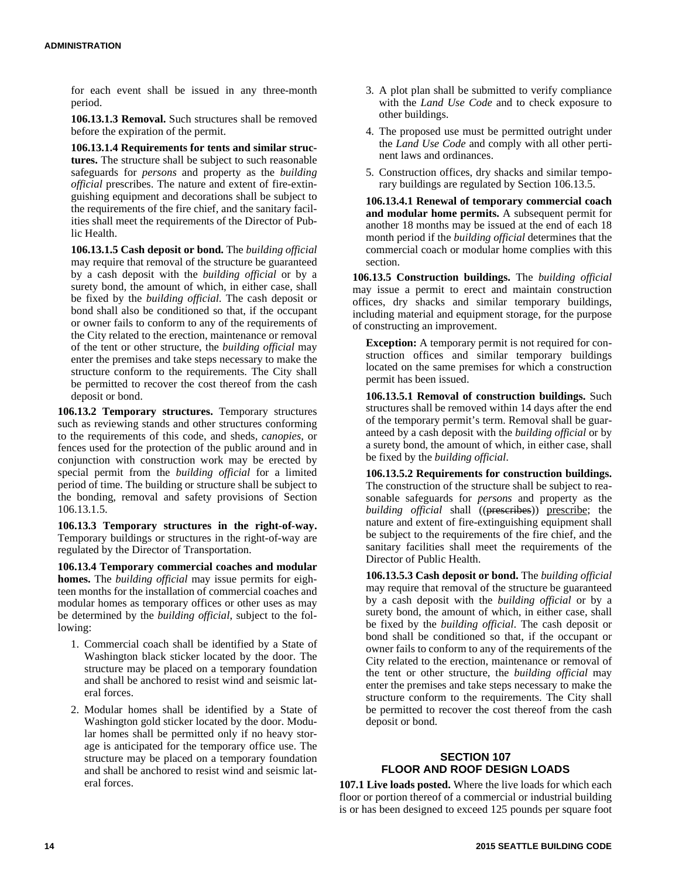for each event shall be issued in any three-month period.

**106.13.1.3 Removal.** Such structures shall be removed before the expiration of the permit.

**106.13.1.4 Requirements for tents and similar structures.** The structure shall be subject to such reasonable safeguards for *persons* and property as the *building official* prescribes. The nature and extent of fire-extinguishing equipment and decorations shall be subject to the requirements of the fire chief, and the sanitary facilities shall meet the requirements of the Director of Public Health.

**106.13.1.5 Cash deposit or bond.** The *building official* may require that removal of the structure be guaranteed by a cash deposit with the *building official* or by a surety bond, the amount of which, in either case, shall be fixed by the *building official*. The cash deposit or bond shall also be conditioned so that, if the occupant or owner fails to conform to any of the requirements of the City related to the erection, maintenance or removal of the tent or other structure, the *building official* may enter the premises and take steps necessary to make the structure conform to the requirements. The City shall be permitted to recover the cost thereof from the cash deposit or bond.

**106.13.2 Temporary structures.** Temporary structures such as reviewing stands and other structures conforming to the requirements of this code, and sheds, *canopies*, or fences used for the protection of the public around and in conjunction with construction work may be erected by special permit from the *building official* for a limited period of time. The building or structure shall be subject to the bonding, removal and safety provisions of Section 106.13.1.5.

**106.13.3 Temporary structures in the right-of-way.** Temporary buildings or structures in the right-of-way are regulated by the Director of Transportation.

**106.13.4 Temporary commercial coaches and modular homes.** The *building official* may issue permits for eighteen months for the installation of commercial coaches and modular homes as temporary offices or other uses as may be determined by the *building official*, subject to the following:

1. Commercial coach shall be identified by a State of Washington black sticker located by the door. The structure may be placed on a temporary foundation and shall be anchored to resist wind and seismic lateral forces.
2. Modular homes shall be identified by a State of Washington gold sticker located by the door. Modular homes shall be permitted only if no heavy storage is anticipated for the temporary office use. The structure may be placed on a temporary foundation and shall be anchored to resist wind and seismic lateral forces.
3. A plot plan shall be submitted to verify compliance with the *Land Use Code* and to check exposure to other buildings.
4. The proposed use must be permitted outright under the *Land Use Code* and comply with all other pertinent laws and ordinances.
5. Construction offices, dry shacks and similar temporary buildings are regulated by Section 106.13.5.

**106.13.4.1 Renewal of temporary commercial coach and modular home permits.** A subsequent permit for another 18 months may be issued at the end of each 18 month period if the *building official* determines that the commercial coach or modular home complies with this section.

**106.13.5 Construction buildings.** The *building official* may issue a permit to erect and maintain construction offices, dry shacks and similar temporary buildings, including material and equipment storage, for the purpose of constructing an improvement.

**Exception:** A temporary permit is not required for construction offices and similar temporary buildings located on the same premises for which a construction permit has been issued.

**106.13.5.1 Removal of construction buildings.** Such structures shall be removed within 14 days after the end of the temporary permit's term. Removal shall be guaranteed by a cash deposit with the *building official* or by a surety bond, the amount of which, in either case, shall be fixed by the *building official*.

**106.13.5.2 Requirements for construction buildings.** The construction of the structure shall be subject to reasonable safeguards for *persons* and property as the *building official* shall ((~~prescribes~~)) prescribe; the nature and extent of fire-extinguishing equipment shall be subject to the requirements of the fire chief, and the sanitary facilities shall meet the requirements of the Director of Public Health.

**106.13.5.3 Cash deposit or bond.** The *building official* may require that removal of the structure be guaranteed by a cash deposit with the *building official* or by a surety bond, the amount of which, in either case, shall be fixed by the *building official*. The cash deposit or bond shall be conditioned so that, if the occupant or owner fails to conform to any of the requirements of the City related to the erection, maintenance or removal of the tent or other structure, the *building official* may enter the premises and take steps necessary to make the structure conform to the requirements. The City shall be permitted to recover the cost thereof from the cash deposit or bond.

## SECTION 107
## FLOOR AND ROOF DESIGN LOADS

**107.1 Live loads posted.** Where the live loads for which each floor or portion thereof of a commercial or industrial building is or has been designed to exceed 125 pounds per square foot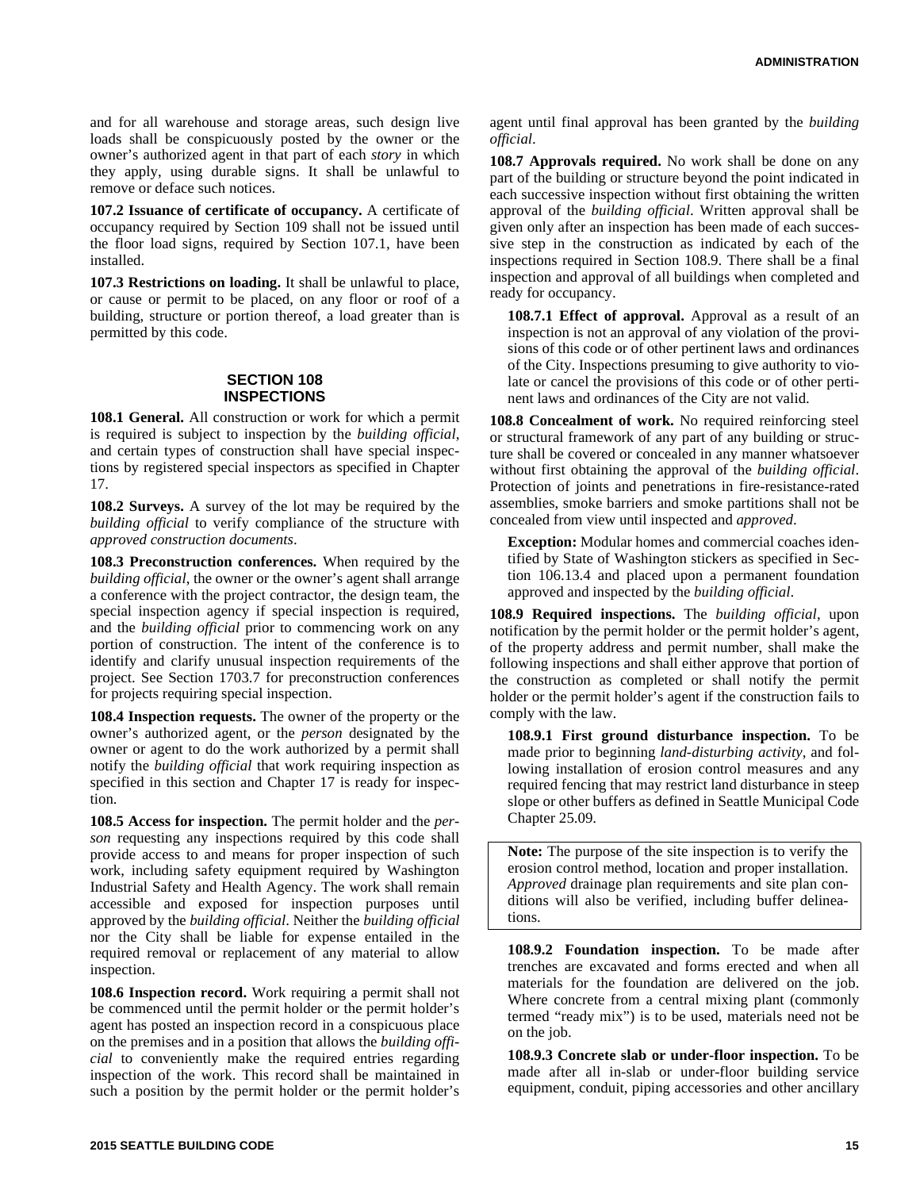and for all warehouse and storage areas, such design live loads shall be conspicuously posted by the owner or the owner's authorized agent in that part of each *story* in which they apply, using durable signs. It shall be unlawful to remove or deface such notices.

**107.2 Issuance of certificate of occupancy.** A certificate of occupancy required by Section 109 shall not be issued until the floor load signs, required by Section 107.1, have been installed.

**107.3 Restrictions on loading.** It shall be unlawful to place, or cause or permit to be placed, on any floor or roof of a building, structure or portion thereof, a load greater than is permitted by this code.

## SECTION 108 INSPECTIONS

**108.1 General.** All construction or work for which a permit is required is subject to inspection by the *building official*, and certain types of construction shall have special inspections by registered special inspectors as specified in Chapter 17.

**108.2 Surveys.** A survey of the lot may be required by the *building official* to verify compliance of the structure with *approved construction documents*.

**108.3 Preconstruction conferences.** When required by the *building official*, the owner or the owner's agent shall arrange a conference with the project contractor, the design team, the special inspection agency if special inspection is required, and the *building official* prior to commencing work on any portion of construction. The intent of the conference is to identify and clarify unusual inspection requirements of the project. See Section 1703.7 for preconstruction conferences for projects requiring special inspection.

**108.4 Inspection requests.** The owner of the property or the owner's authorized agent, or the *person* designated by the owner or agent to do the work authorized by a permit shall notify the *building official* that work requiring inspection as specified in this section and Chapter 17 is ready for inspection.

**108.5 Access for inspection.** The permit holder and the *person* requesting any inspections required by this code shall provide access to and means for proper inspection of such work, including safety equipment required by Washington Industrial Safety and Health Agency. The work shall remain accessible and exposed for inspection purposes until approved by the *building official*. Neither the *building official* nor the City shall be liable for expense entailed in the required removal or replacement of any material to allow inspection.

**108.6 Inspection record.** Work requiring a permit shall not be commenced until the permit holder or the permit holder's agent has posted an inspection record in a conspicuous place on the premises and in a position that allows the *building official* to conveniently make the required entries regarding inspection of the work. This record shall be maintained in such a position by the permit holder or the permit holder's agent until final approval has been granted by the *building official*.

**108.7 Approvals required.** No work shall be done on any part of the building or structure beyond the point indicated in each successive inspection without first obtaining the written approval of the *building official*. Written approval shall be given only after an inspection has been made of each successive step in the construction as indicated by each of the inspections required in Section 108.9. There shall be a final inspection and approval of all buildings when completed and ready for occupancy.

**108.7.1 Effect of approval.** Approval as a result of an inspection is not an approval of any violation of the provisions of this code or of other pertinent laws and ordinances of the City. Inspections presuming to give authority to violate or cancel the provisions of this code or of other pertinent laws and ordinances of the City are not valid.

**108.8 Concealment of work.** No required reinforcing steel or structural framework of any part of any building or structure shall be covered or concealed in any manner whatsoever without first obtaining the approval of the *building official*. Protection of joints and penetrations in fire-resistance-rated assemblies, smoke barriers and smoke partitions shall not be concealed from view until inspected and *approved*.

**Exception:** Modular homes and commercial coaches identified by State of Washington stickers as specified in Section 106.13.4 and placed upon a permanent foundation approved and inspected by the *building official*.

**108.9 Required inspections.** The *building official*, upon notification by the permit holder or the permit holder's agent, of the property address and permit number, shall make the following inspections and shall either approve that portion of the construction as completed or shall notify the permit holder or the permit holder's agent if the construction fails to comply with the law.

**108.9.1 First ground disturbance inspection.** To be made prior to beginning *land-disturbing activity*, and following installation of erosion control measures and any required fencing that may restrict land disturbance in steep slope or other buffers as defined in Seattle Municipal Code Chapter 25.09.

**Note:** The purpose of the site inspection is to verify the erosion control method, location and proper installation. *Approved* drainage plan requirements and site plan conditions will also be verified, including buffer delineations.

**108.9.2 Foundation inspection.** To be made after trenches are excavated and forms erected and when all materials for the foundation are delivered on the job. Where concrete from a central mixing plant (commonly termed "ready mix") is to be used, materials need not be on the job.

**108.9.3 Concrete slab or under-floor inspection.** To be made after all in-slab or under-floor building service equipment, conduit, piping accessories and other ancillary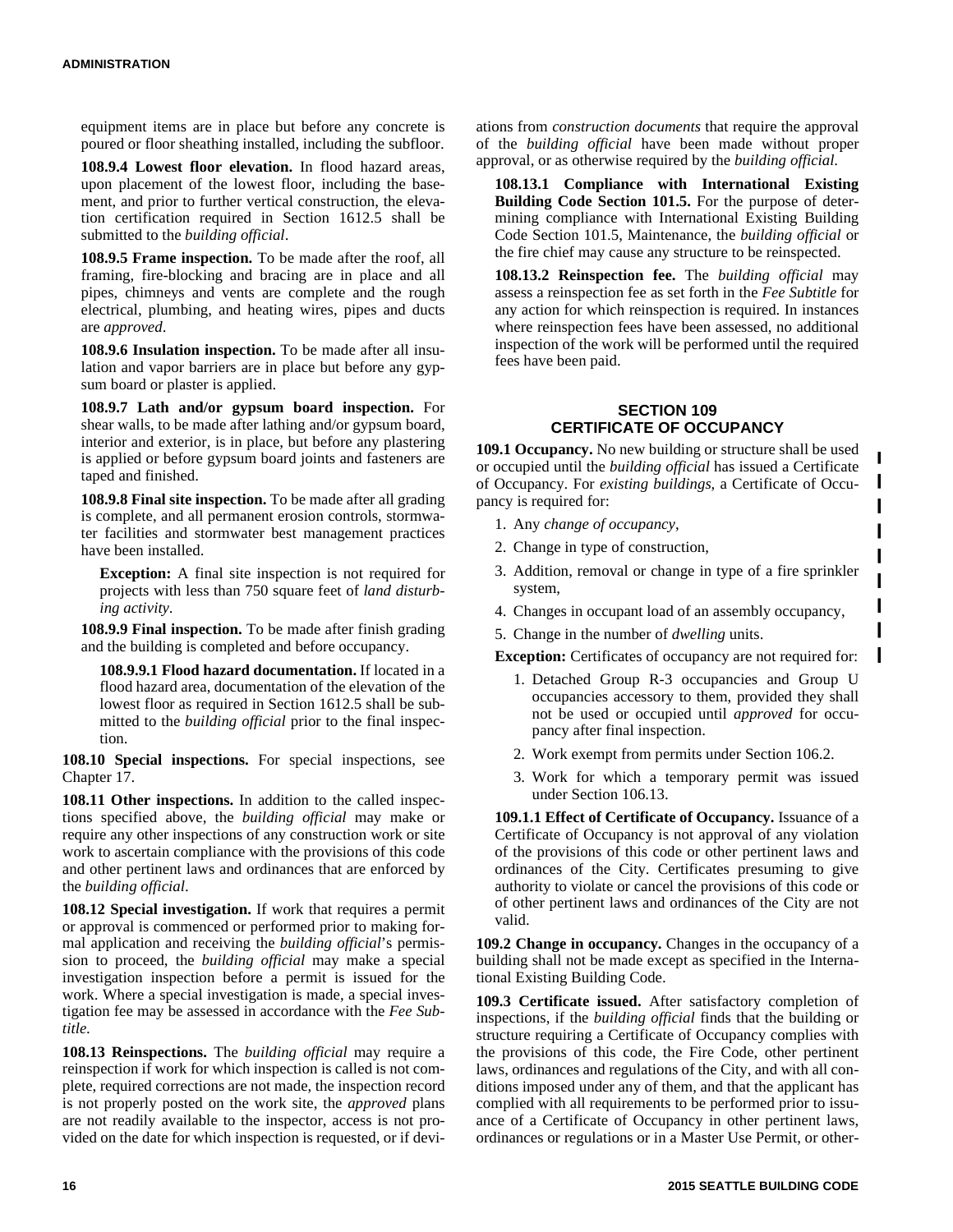equipment items are in place but before any concrete is poured or floor sheathing installed, including the subfloor.

**108.9.4 Lowest floor elevation.** In flood hazard areas, upon placement of the lowest floor, including the basement, and prior to further vertical construction, the elevation certification required in Section 1612.5 shall be submitted to the *building official*.

**108.9.5 Frame inspection.** To be made after the roof, all framing, fire-blocking and bracing are in place and all pipes, chimneys and vents are complete and the rough electrical, plumbing, and heating wires, pipes and ducts are *approved*.

**108.9.6 Insulation inspection.** To be made after all insulation and vapor barriers are in place but before any gypsum board or plaster is applied.

**108.9.7 Lath and/or gypsum board inspection.** For shear walls, to be made after lathing and/or gypsum board, interior and exterior, is in place, but before any plastering is applied or before gypsum board joints and fasteners are taped and finished.

**108.9.8 Final site inspection.** To be made after all grading is complete, and all permanent erosion controls, stormwater facilities and stormwater best management practices have been installed.

**Exception:** A final site inspection is not required for projects with less than 750 square feet of *land disturbing activity*.

**108.9.9 Final inspection.** To be made after finish grading and the building is completed and before occupancy.

**108.9.9.1 Flood hazard documentation.** If located in a flood hazard area, documentation of the elevation of the lowest floor as required in Section 1612.5 shall be submitted to the *building official* prior to the final inspection.

**108.10 Special inspections.** For special inspections, see Chapter 17.

**108.11 Other inspections.** In addition to the called inspections specified above, the *building official* may make or require any other inspections of any construction work or site work to ascertain compliance with the provisions of this code and other pertinent laws and ordinances that are enforced by the *building official*.

**108.12 Special investigation.** If work that requires a permit or approval is commenced or performed prior to making formal application and receiving the *building official*'s permission to proceed, the *building official* may make a special investigation inspection before a permit is issued for the work. Where a special investigation is made, a special investigation fee may be assessed in accordance with the *Fee Subtitle.*

**108.13 Reinspections.** The *building official* may require a reinspection if work for which inspection is called is not complete, required corrections are not made, the inspection record is not properly posted on the work site, the *approved* plans are not readily available to the inspector, access is not provided on the date for which inspection is requested, or if deviations from *construction documents* that require the approval of the *building official* have been made without proper approval, or as otherwise required by the *building official*.

**108.13.1 Compliance with International Existing Building Code Section 101.5.** For the purpose of determining compliance with International Existing Building Code Section 101.5, Maintenance, the *building official* or the fire chief may cause any structure to be reinspected.

**108.13.2 Reinspection fee.** The *building official* may assess a reinspection fee as set forth in the *Fee Subtitle* for any action for which reinspection is required. In instances where reinspection fees have been assessed, no additional inspection of the work will be performed until the required fees have been paid.

## SECTION 109 CERTIFICATE OF OCCUPANCY

**109.1 Occupancy.** No new building or structure shall be used or occupied until the *building official* has issued a Certificate of Occupancy. For *existing buildings*, a Certificate of Occupancy is required for:

1. Any *change of occupancy*,
2. Change in type of construction,
3. Addition, removal or change in type of a fire sprinkler system,
4. Changes in occupant load of an assembly occupancy,
5. Change in the number of *dwelling* units.

**Exception:** Certificates of occupancy are not required for:

1. Detached Group R-3 occupancies and Group U occupancies accessory to them, provided they shall not be used or occupied until *approved* for occupancy after final inspection.
2. Work exempt from permits under Section 106.2.
3. Work for which a temporary permit was issued under Section 106.13.

**109.1.1 Effect of Certificate of Occupancy.** Issuance of a Certificate of Occupancy is not approval of any violation of the provisions of this code or other pertinent laws and ordinances of the City. Certificates presuming to give authority to violate or cancel the provisions of this code or of other pertinent laws and ordinances of the City are not valid.

**109.2 Change in occupancy.** Changes in the occupancy of a building shall not be made except as specified in the International Existing Building Code.

**109.3 Certificate issued.** After satisfactory completion of inspections, if the *building official* finds that the building or structure requiring a Certificate of Occupancy complies with the provisions of this code, the Fire Code, other pertinent laws, ordinances and regulations of the City, and with all conditions imposed under any of them, and that the applicant has complied with all requirements to be performed prior to issuance of a Certificate of Occupancy in other pertinent laws, ordinances or regulations or in a Master Use Permit, or other-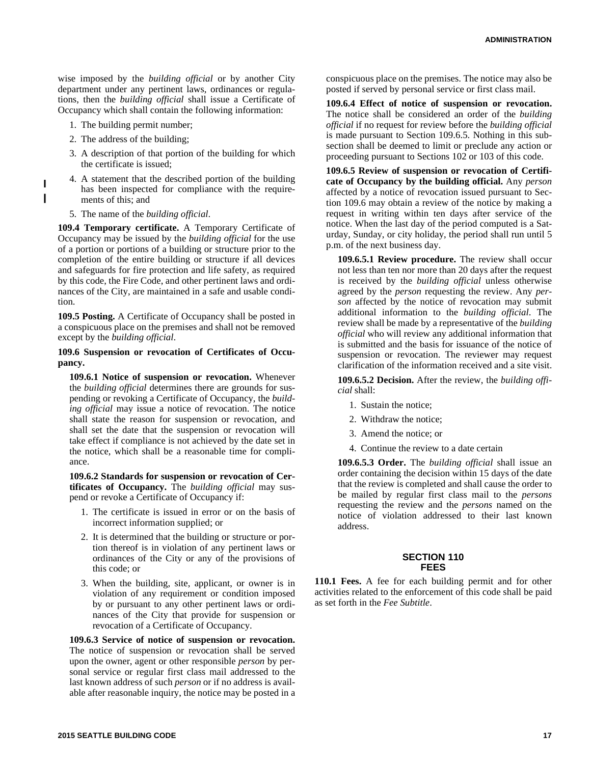wise imposed by the *building official* or by another City department under any pertinent laws, ordinances or regulations, then the *building official* shall issue a Certificate of Occupancy which shall contain the following information:

1. The building permit number;
2. The address of the building;
3. A description of that portion of the building for which the certificate is issued;
4. A statement that the described portion of the building has been inspected for compliance with the requirements of this; and
5. The name of the *building official*.

**109.4 Temporary certificate.** A Temporary Certificate of Occupancy may be issued by the *building official* for the use of a portion or portions of a building or structure prior to the completion of the entire building or structure if all devices and safeguards for fire protection and life safety, as required by this code, the Fire Code, and other pertinent laws and ordinances of the City, are maintained in a safe and usable condition.

**109.5 Posting.** A Certificate of Occupancy shall be posted in a conspicuous place on the premises and shall not be removed except by the *building official*.

**109.6 Suspension or revocation of Certificates of Occupancy.**

**109.6.1 Notice of suspension or revocation.** Whenever the *building official* determines there are grounds for suspending or revoking a Certificate of Occupancy, the *building official* may issue a notice of revocation. The notice shall state the reason for suspension or revocation, and shall set the date that the suspension or revocation will take effect if compliance is not achieved by the date set in the notice, which shall be a reasonable time for compliance.

**109.6.2 Standards for suspension or revocation of Certificates of Occupancy.** The *building official* may suspend or revoke a Certificate of Occupancy if:

1. The certificate is issued in error or on the basis of incorrect information supplied; or
2. It is determined that the building or structure or portion thereof is in violation of any pertinent laws or ordinances of the City or any of the provisions of this code; or
3. When the building, site, applicant, or owner is in violation of any requirement or condition imposed by or pursuant to any other pertinent laws or ordinances of the City that provide for suspension or revocation of a Certificate of Occupancy.

**109.6.3 Service of notice of suspension or revocation.** The notice of suspension or revocation shall be served upon the owner, agent or other responsible *person* by personal service or regular first class mail addressed to the last known address of such *person* or if no address is available after reasonable inquiry, the notice may be posted in a conspicuous place on the premises. The notice may also be posted if served by personal service or first class mail.

**109.6.4 Effect of notice of suspension or revocation.** The notice shall be considered an order of the *building official* if no request for review before the *building official* is made pursuant to Section 109.6.5. Nothing in this subsection shall be deemed to limit or preclude any action or proceeding pursuant to Sections 102 or 103 of this code.

**109.6.5 Review of suspension or revocation of Certificate of Occupancy by the building official.** Any *person* affected by a notice of revocation issued pursuant to Section 109.6 may obtain a review of the notice by making a request in writing within ten days after service of the notice. When the last day of the period computed is a Saturday, Sunday, or city holiday, the period shall run until 5 p.m. of the next business day.

**109.6.5.1 Review procedure.** The review shall occur not less than ten nor more than 20 days after the request is received by the *building official* unless otherwise agreed by the *person* requesting the review. Any *person* affected by the notice of revocation may submit additional information to the *building official*. The review shall be made by a representative of the *building official* who will review any additional information that is submitted and the basis for issuance of the notice of suspension or revocation. The reviewer may request clarification of the information received and a site visit.

**109.6.5.2 Decision.** After the review, the *building official* shall:

1. Sustain the notice;
2. Withdraw the notice;
3. Amend the notice; or
4. Continue the review to a date certain

**109.6.5.3 Order.** The *building official* shall issue an order containing the decision within 15 days of the date that the review is completed and shall cause the order to be mailed by regular first class mail to the *persons* requesting the review and the *persons* named on the notice of violation addressed to their last known address.

## SECTION 110
## FEES

**110.1 Fees.** A fee for each building permit and for other activities related to the enforcement of this code shall be paid as set forth in the *Fee Subtitle*.